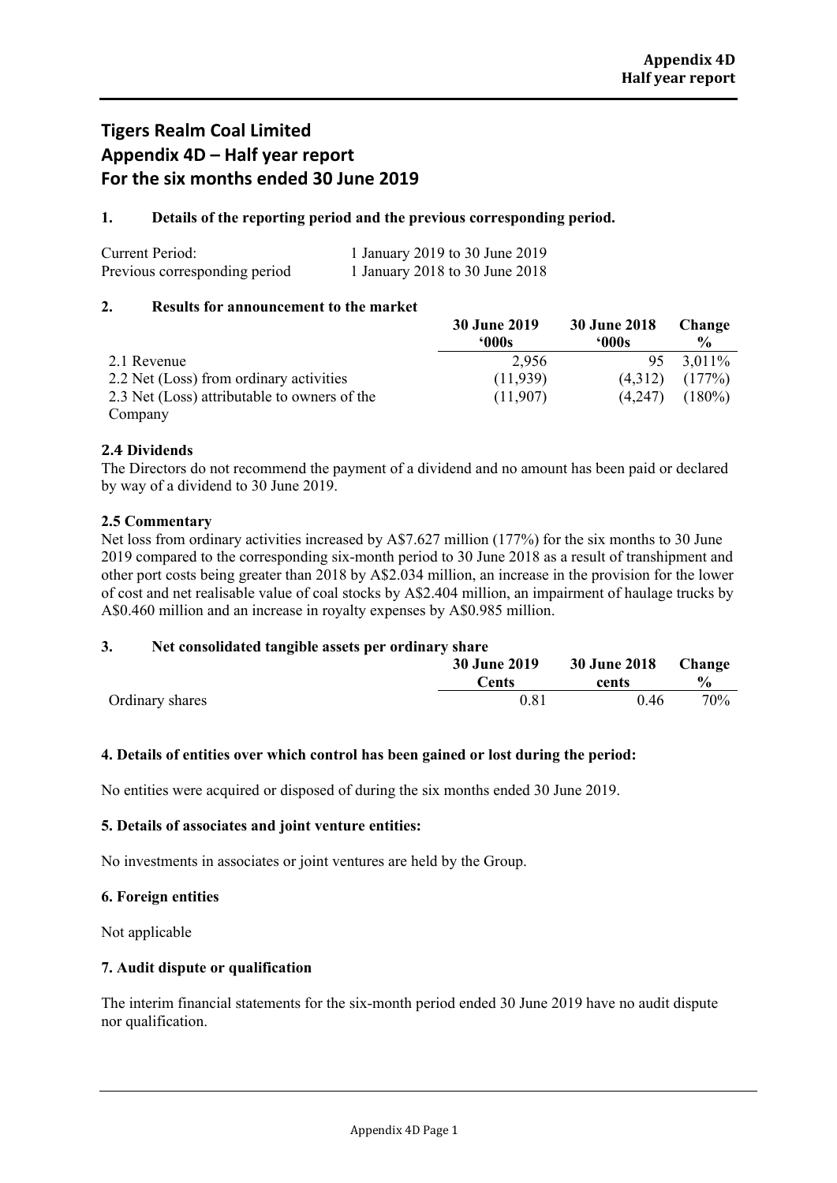**Appendix 4D**
**Half year report**

# Tigers Realm Coal Limited
# Appendix 4D – Half year report
# For the six months ended 30 June 2019

## 1. Details of the reporting period and the previous corresponding period.

| | |
|---|---|
| Current Period: | 1 January 2019 to 30 June 2019 |
| Previous corresponding period | 1 January 2018 to 30 June 2018 |

## 2. Results for announcement to the market

| | 30 June 2019 '000s | 30 June 2018 '000s | Change % |
|---|---|---|---|
| 2.1 Revenue | 2,956 | 95 | 3,011% |
| 2.2 Net (Loss) from ordinary activities | (11,939) | (4,312) | (177%) |
| 2.3 Net (Loss) attributable to owners of the Company | (11,907) | (4,247) | (180%) |

### 2.4 Dividends

The Directors do not recommend the payment of a dividend and no amount has been paid or declared by way of a dividend to 30 June 2019.

### 2.5 Commentary

Net loss from ordinary activities increased by A$7.627 million (177%) for the six months to 30 June 2019 compared to the corresponding six-month period to 30 June 2018 as a result of transhipment and other port costs being greater than 2018 by A$2.034 million, an increase in the provision for the lower of cost and net realisable value of coal stocks by A$2.404 million, an impairment of haulage trucks by A$0.460 million and an increase in royalty expenses by A$0.985 million.

## 3. Net consolidated tangible assets per ordinary share

| | 30 June 2019 Cents | 30 June 2018 cents | Change % |
|---|---|---|---|
| Ordinary shares | 0.81 | 0.46 | 70% |

## 4. Details of entities over which control has been gained or lost during the period:

No entities were acquired or disposed of during the six months ended 30 June 2019.

## 5. Details of associates and joint venture entities:

No investments in associates or joint ventures are held by the Group.

## 6. Foreign entities

Not applicable

## 7. Audit dispute or qualification

The interim financial statements for the six-month period ended 30 June 2019 have no audit dispute nor qualification.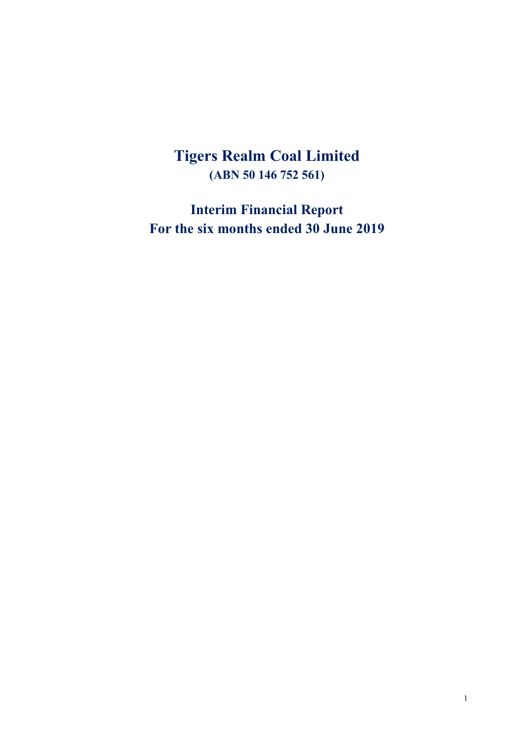# Tigers Realm Coal Limited

**(ABN 50 146 752 561)**

## Interim Financial Report
## For the six months ended 30 June 2019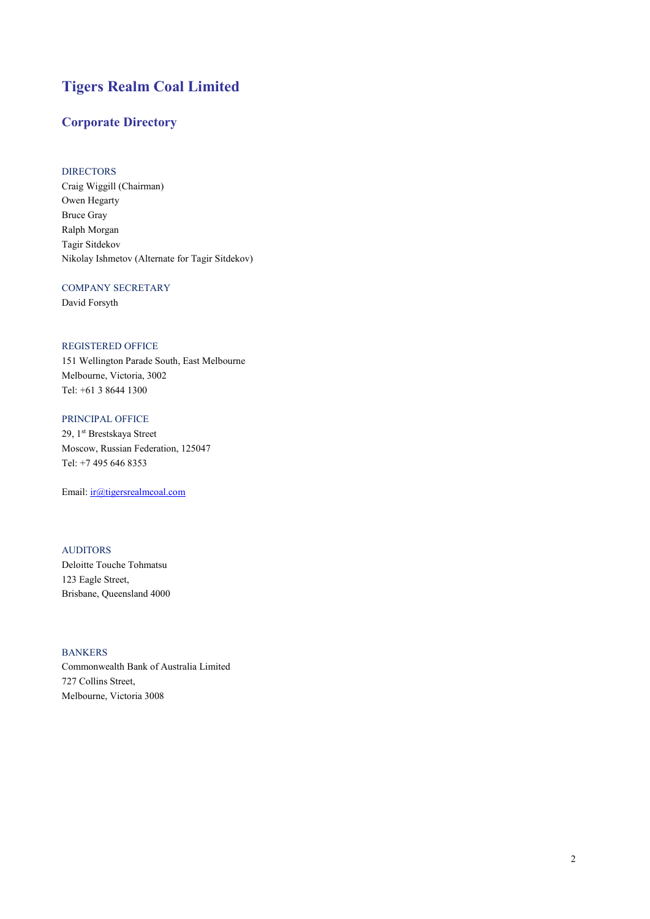# Tigers Realm Coal Limited

## Corporate Directory

DIRECTORS

Craig Wiggill (Chairman)
Owen Hegarty
Bruce Gray
Ralph Morgan
Tagir Sitdekov
Nikolay Ishmetov (Alternate for Tagir Sitdekov)

COMPANY SECRETARY

David Forsyth

REGISTERED OFFICE

151 Wellington Parade South, East Melbourne
Melbourne, Victoria, 3002
Tel: +61 3 8644 1300

PRINCIPAL OFFICE

29, 1st Brestskaya Street
Moscow, Russian Federation, 125047
Tel: +7 495 646 8353

Email: ir@tigersrealmcoal.com

AUDITORS

Deloitte Touche Tohmatsu
123 Eagle Street,
Brisbane, Queensland 4000

BANKERS

Commonwealth Bank of Australia Limited
727 Collins Street,
Melbourne, Victoria 3008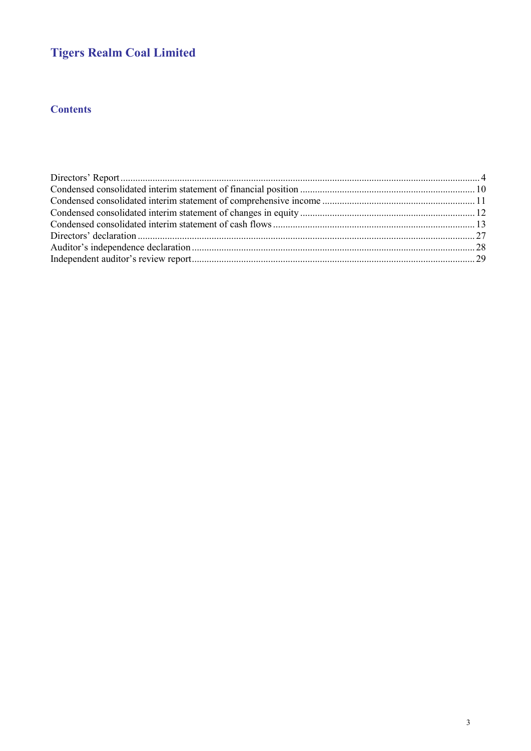# Tigers Realm Coal Limited

## Contents

| | |
|---|---|
| Directors' Report | 4 |
| Condensed consolidated interim statement of financial position | 10 |
| Condensed consolidated interim statement of comprehensive income | 11 |
| Condensed consolidated interim statement of changes in equity | 12 |
| Condensed consolidated interim statement of cash flows | 13 |
| Directors' declaration | 27 |
| Auditor's independence declaration | 28 |
| Independent auditor's review report | 29 |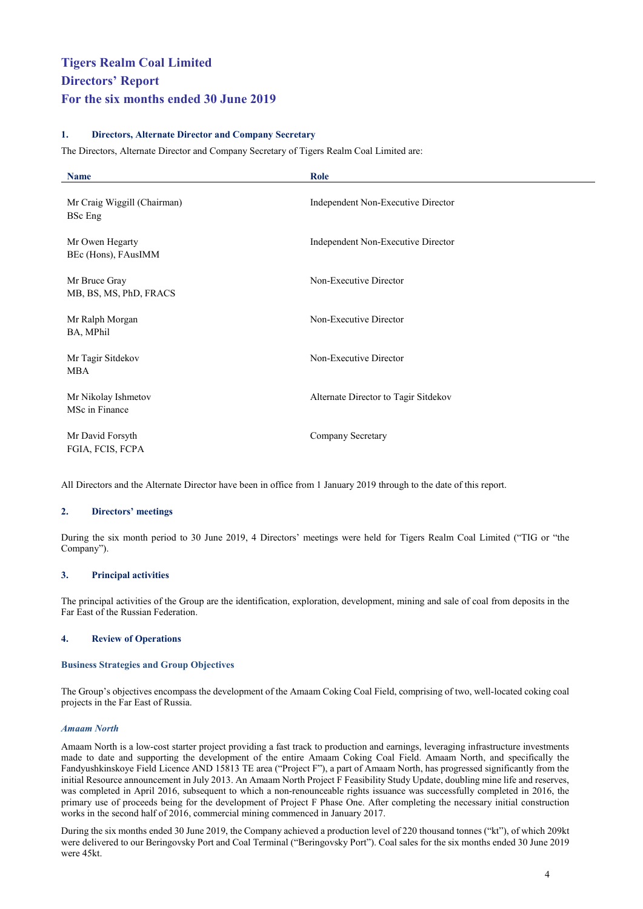# Tigers Realm Coal Limited
# Directors' Report
# For the six months ended 30 June 2019

## 1. Directors, Alternate Director and Company Secretary

The Directors, Alternate Director and Company Secretary of Tigers Realm Coal Limited are:

| Name | Role |
| --- | --- |
| Mr Craig Wiggill (Chairman)<br>BSc Eng | Independent Non-Executive Director |
| Mr Owen Hegarty<br>BEc (Hons), FAusIMM | Independent Non-Executive Director |
| Mr Bruce Gray<br>MB, BS, MS, PhD, FRACS | Non-Executive Director |
| Mr Ralph Morgan<br>BA, MPhil | Non-Executive Director |
| Mr Tagir Sitdekov<br>MBA | Non-Executive Director |
| Mr Nikolay Ishmetov<br>MSc in Finance | Alternate Director to Tagir Sitdekov |
| Mr David Forsyth<br>FGIA, FCIS, FCPA | Company Secretary |

All Directors and the Alternate Director have been in office from 1 January 2019 through to the date of this report.

## 2. Directors' meetings

During the six month period to 30 June 2019, 4 Directors' meetings were held for Tigers Realm Coal Limited ("TIG or "the Company").

## 3. Principal activities

The principal activities of the Group are the identification, exploration, development, mining and sale of coal from deposits in the Far East of the Russian Federation.

## 4. Review of Operations

### Business Strategies and Group Objectives

The Group's objectives encompass the development of the Amaam Coking Coal Field, comprising of two, well-located coking coal projects in the Far East of Russia.

#### *Amaam North*

Amaam North is a low-cost starter project providing a fast track to production and earnings, leveraging infrastructure investments made to date and supporting the development of the entire Amaam Coking Coal Field. Amaam North, and specifically the Fandyushkinskoye Field Licence AND 15813 TE area ("Project F"), a part of Amaam North, has progressed significantly from the initial Resource announcement in July 2013. An Amaam North Project F Feasibility Study Update, doubling mine life and reserves, was completed in April 2016, subsequent to which a non-renounceable rights issuance was successfully completed in 2016, the primary use of proceeds being for the development of Project F Phase One. After completing the necessary initial construction works in the second half of 2016, commercial mining commenced in January 2017.

During the six months ended 30 June 2019, the Company achieved a production level of 220 thousand tonnes ("kt"), of which 209kt were delivered to our Beringovsky Port and Coal Terminal ("Beringovsky Port"). Coal sales for the six months ended 30 June 2019 were 45kt.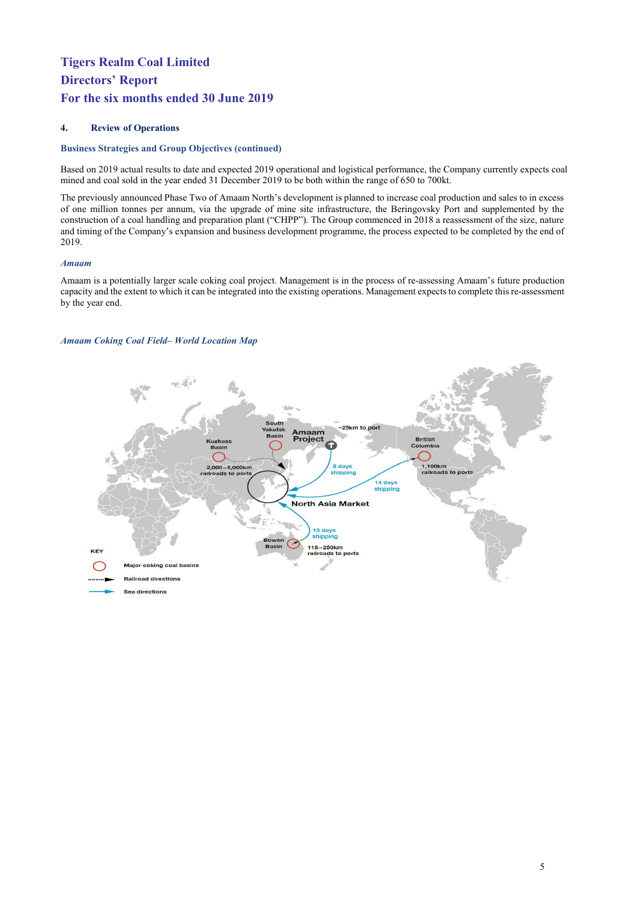### 4. Review of Operations

**Business Strategies and Group Objectives (continued)**

Based on 2019 actual results to date and expected 2019 operational and logistical performance, the Company currently expects coal mined and coal sold in the year ended 31 December 2019 to be both within the range of 650 to 700kt.

The previously announced Phase Two of Amaam North's development is planned to increase coal production and sales to in excess of one million tonnes per annum, via the upgrade of mine site infrastructure, the Beringovsky Port and supplemented by the construction of a coal handling and preparation plant ("CHPP"). The Group commenced in 2018 a reassessment of the size, nature and timing of the Company's expansion and business development programme, the process expected to be completed by the end of 2019.

***Amaam***

Amaam is a potentially larger scale coking coal project. Management is in the process of re-assessing Amaam's future production capacity and the extent to which it can be integrated into the existing operations. Management expects to complete this re-assessment by the year end.

***Amaam Coking Coal Field– World Location Map***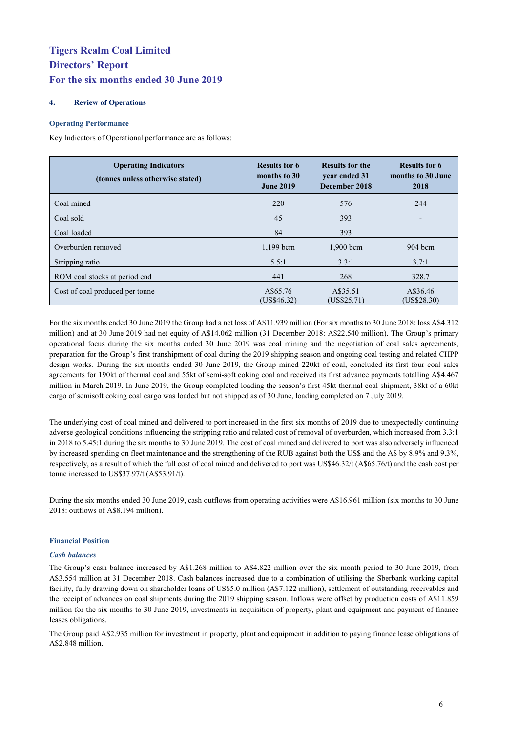# Tigers Realm Coal Limited
# Directors' Report
# For the six months ended 30 June 2019

## 4. Review of Operations

### Operating Performance

Key Indicators of Operational performance are as follows:

| Operating Indicators (tonnes unless otherwise stated) | Results for 6 months to 30 June 2019 | Results for the year ended 31 December 2018 | Results for 6 months to 30 June 2018 |
|---|---|---|---|
| Coal mined | 220 | 576 | 244 |
| Coal sold | 45 | 393 | - |
| Coal loaded | 84 | 393 | |
| Overburden removed | 1,199 bcm | 1,900 bcm | 904 bcm |
| Stripping ratio | 5.5:1 | 3.3:1 | 3.7:1 |
| ROM coal stocks at period end | 441 | 268 | 328.7 |
| Cost of coal produced per tonne | A$65.76 (US$46.32) | A$35.51 (US$25.71) | A$36.46 (US$28.30) |

For the six months ended 30 June 2019 the Group had a net loss of A$11.939 million (For six months to 30 June 2018: loss A$4.312 million) and at 30 June 2019 had net equity of A$14.062 million (31 December 2018: A$22.540 million). The Group's primary operational focus during the six months ended 30 June 2019 was coal mining and the negotiation of coal sales agreements, preparation for the Group's first transhipment of coal during the 2019 shipping season and ongoing coal testing and related CHPP design works. During the six months ended 30 June 2019, the Group mined 220kt of coal, concluded its first four coal sales agreements for 190kt of thermal coal and 55kt of semi-soft coking coal and received its first advance payments totalling A$4.467 million in March 2019. In June 2019, the Group completed loading the season's first 45kt thermal coal shipment, 38kt of a 60kt cargo of semisoft coking coal cargo was loaded but not shipped as of 30 June, loading completed on 7 July 2019.

The underlying cost of coal mined and delivered to port increased in the first six months of 2019 due to unexpectedly continuing adverse geological conditions influencing the stripping ratio and related cost of removal of overburden, which increased from 3.3:1 in 2018 to 5.45:1 during the six months to 30 June 2019. The cost of coal mined and delivered to port was also adversely influenced by increased spending on fleet maintenance and the strengthening of the RUB against both the US$ and the A$ by 8.9% and 9.3%, respectively, as a result of which the full cost of coal mined and delivered to port was US$46.32/t (A$65.76/t) and the cash cost per tonne increased to US$37.97/t (A$53.91/t).

During the six months ended 30 June 2019, cash outflows from operating activities were A$16.961 million (six months to 30 June 2018: outflows of A$8.194 million).

### Financial Position

#### *Cash balances*

The Group's cash balance increased by A$1.268 million to A$4.822 million over the six month period to 30 June 2019, from A$3.554 million at 31 December 2018. Cash balances increased due to a combination of utilising the Sberbank working capital facility, fully drawing down on shareholder loans of US$5.0 million (A$7.122 million), settlement of outstanding receivables and the receipt of advances on coal shipments during the 2019 shipping season. Inflows were offset by production costs of A$11.859 million for the six months to 30 June 2019, investments in acquisition of property, plant and equipment and payment of finance leases obligations.

The Group paid A$2.935 million for investment in property, plant and equipment in addition to paying finance lease obligations of A$2.848 million.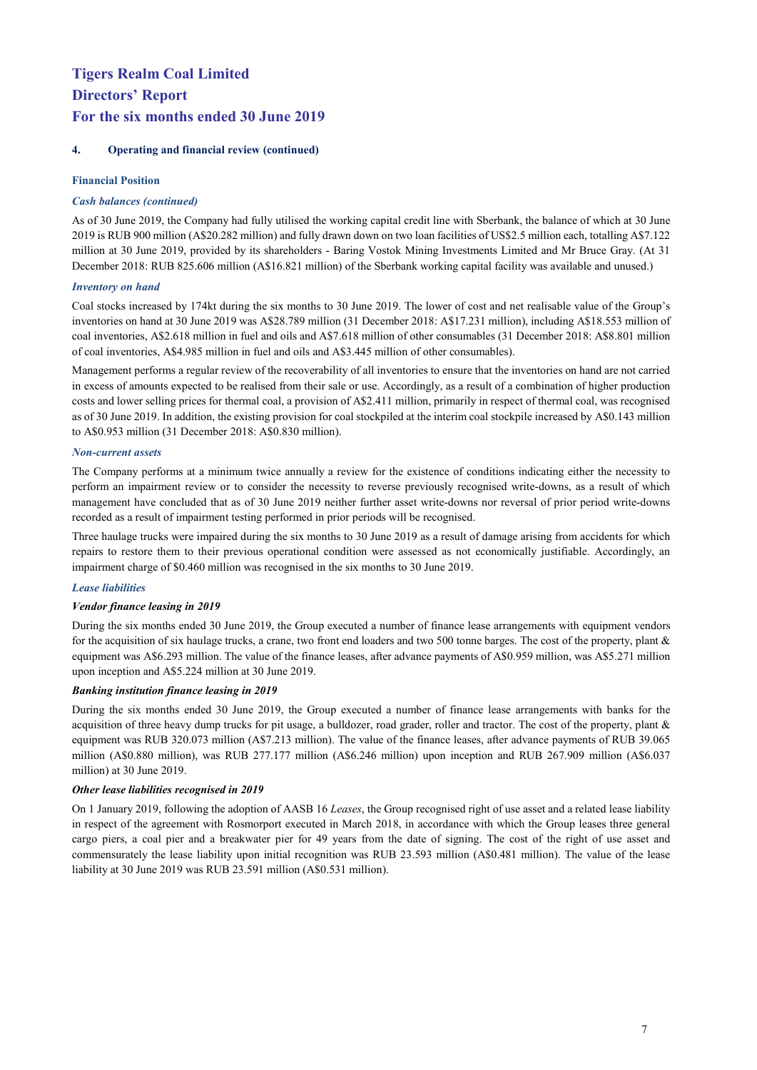# Tigers Realm Coal Limited
# Directors' Report
# For the six months ended 30 June 2019

## 4. Operating and financial review (continued)

### Financial Position

#### *Cash balances (continued)*

As of 30 June 2019, the Company had fully utilised the working capital credit line with Sberbank, the balance of which at 30 June 2019 is RUB 900 million (A$20.282 million) and fully drawn down on two loan facilities of US$2.5 million each, totalling A$7.122 million at 30 June 2019, provided by its shareholders - Baring Vostok Mining Investments Limited and Mr Bruce Gray. (At 31 December 2018: RUB 825.606 million (A$16.821 million) of the Sberbank working capital facility was available and unused.)

#### *Inventory on hand*

Coal stocks increased by 174kt during the six months to 30 June 2019. The lower of cost and net realisable value of the Group's inventories on hand at 30 June 2019 was A$28.789 million (31 December 2018: A$17.231 million), including A$18.553 million of coal inventories, A$2.618 million in fuel and oils and A$7.618 million of other consumables (31 December 2018: A$8.801 million of coal inventories, A$4.985 million in fuel and oils and A$3.445 million of other consumables).

Management performs a regular review of the recoverability of all inventories to ensure that the inventories on hand are not carried in excess of amounts expected to be realised from their sale or use. Accordingly, as a result of a combination of higher production costs and lower selling prices for thermal coal, a provision of A$2.411 million, primarily in respect of thermal coal, was recognised as of 30 June 2019. In addition, the existing provision for coal stockpiled at the interim coal stockpile increased by A$0.143 million to A$0.953 million (31 December 2018: A$0.830 million).

#### *Non-current assets*

The Company performs at a minimum twice annually a review for the existence of conditions indicating either the necessity to perform an impairment review or to consider the necessity to reverse previously recognised write-downs, as a result of which management have concluded that as of 30 June 2019 neither further asset write-downs nor reversal of prior period write-downs recorded as a result of impairment testing performed in prior periods will be recognised.

Three haulage trucks were impaired during the six months to 30 June 2019 as a result of damage arising from accidents for which repairs to restore them to their previous operational condition were assessed as not economically justifiable. Accordingly, an impairment charge of $0.460 million was recognised in the six months to 30 June 2019.

#### *Lease liabilities*

***Vendor finance leasing in 2019***

During the six months ended 30 June 2019, the Group executed a number of finance lease arrangements with equipment vendors for the acquisition of six haulage trucks, a crane, two front end loaders and two 500 tonne barges. The cost of the property, plant & equipment was A$6.293 million. The value of the finance leases, after advance payments of A$0.959 million, was A$5.271 million upon inception and A$5.224 million at 30 June 2019.

***Banking institution finance leasing in 2019***

During the six months ended 30 June 2019, the Group executed a number of finance lease arrangements with banks for the acquisition of three heavy dump trucks for pit usage, a bulldozer, road grader, roller and tractor. The cost of the property, plant & equipment was RUB 320.073 million (A$7.213 million). The value of the finance leases, after advance payments of RUB 39.065 million (A$0.880 million), was RUB 277.177 million (A$6.246 million) upon inception and RUB 267.909 million (A$6.037 million) at 30 June 2019.

***Other lease liabilities recognised in 2019***

On 1 January 2019, following the adoption of AASB 16 *Leases*, the Group recognised right of use asset and a related lease liability in respect of the agreement with Rosmorport executed in March 2018, in accordance with which the Group leases three general cargo piers, a coal pier and a breakwater pier for 49 years from the date of signing. The cost of the right of use asset and commensurately the lease liability upon initial recognition was RUB 23.593 million (A$0.481 million). The value of the lease liability at 30 June 2019 was RUB 23.591 million (A$0.531 million).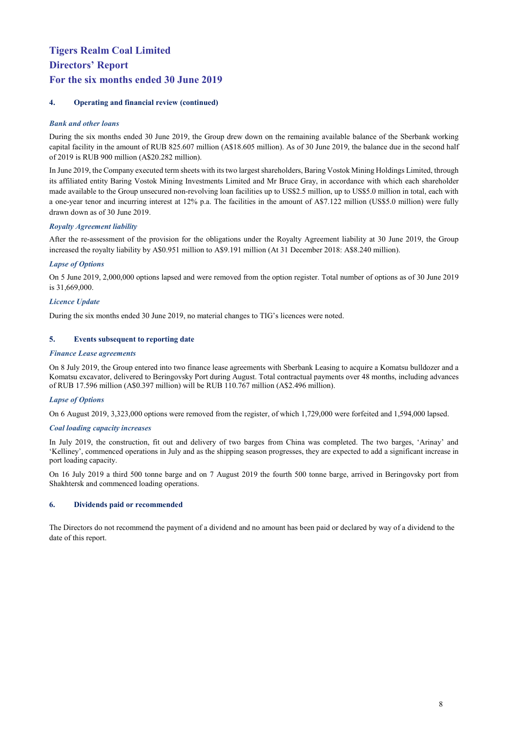# Tigers Realm Coal Limited
# Directors' Report
# For the six months ended 30 June 2019

## 4. Operating and financial review (continued)

### *Bank and other loans*

During the six months ended 30 June 2019, the Group drew down on the remaining available balance of the Sberbank working capital facility in the amount of RUB 825.607 million (A$18.605 million). As of 30 June 2019, the balance due in the second half of 2019 is RUB 900 million (A$20.282 million).

In June 2019, the Company executed term sheets with its two largest shareholders, Baring Vostok Mining Holdings Limited, through its affiliated entity Baring Vostok Mining Investments Limited and Mr Bruce Gray, in accordance with which each shareholder made available to the Group unsecured non-revolving loan facilities up to US$2.5 million, up to US$5.0 million in total, each with a one-year tenor and incurring interest at 12% p.a. The facilities in the amount of A$7.122 million (US$5.0 million) were fully drawn down as of 30 June 2019.

### *Royalty Agreement liability*

After the re-assessment of the provision for the obligations under the Royalty Agreement liability at 30 June 2019, the Group increased the royalty liability by A$0.951 million to A$9.191 million (At 31 December 2018: A$8.240 million).

### *Lapse of Options*

On 5 June 2019, 2,000,000 options lapsed and were removed from the option register. Total number of options as of 30 June 2019 is 31,669,000.

### *Licence Update*

During the six months ended 30 June 2019, no material changes to TIG's licences were noted.

## 5. Events subsequent to reporting date

### *Finance Lease agreements*

On 8 July 2019, the Group entered into two finance lease agreements with Sberbank Leasing to acquire a Komatsu bulldozer and a Komatsu excavator, delivered to Beringovsky Port during August. Total contractual payments over 48 months, including advances of RUB 17.596 million (A$0.397 million) will be RUB 110.767 million (A$2.496 million).

### *Lapse of Options*

On 6 August 2019, 3,323,000 options were removed from the register, of which 1,729,000 were forfeited and 1,594,000 lapsed.

### *Coal loading capacity increases*

In July 2019, the construction, fit out and delivery of two barges from China was completed. The two barges, 'Arinay' and 'Kelliney', commenced operations in July and as the shipping season progresses, they are expected to add a significant increase in port loading capacity.

On 16 July 2019 a third 500 tonne barge and on 7 August 2019 the fourth 500 tonne barge, arrived in Beringovsky port from Shakhtersk and commenced loading operations.

## 6. Dividends paid or recommended

The Directors do not recommend the payment of a dividend and no amount has been paid or declared by way of a dividend to the date of this report.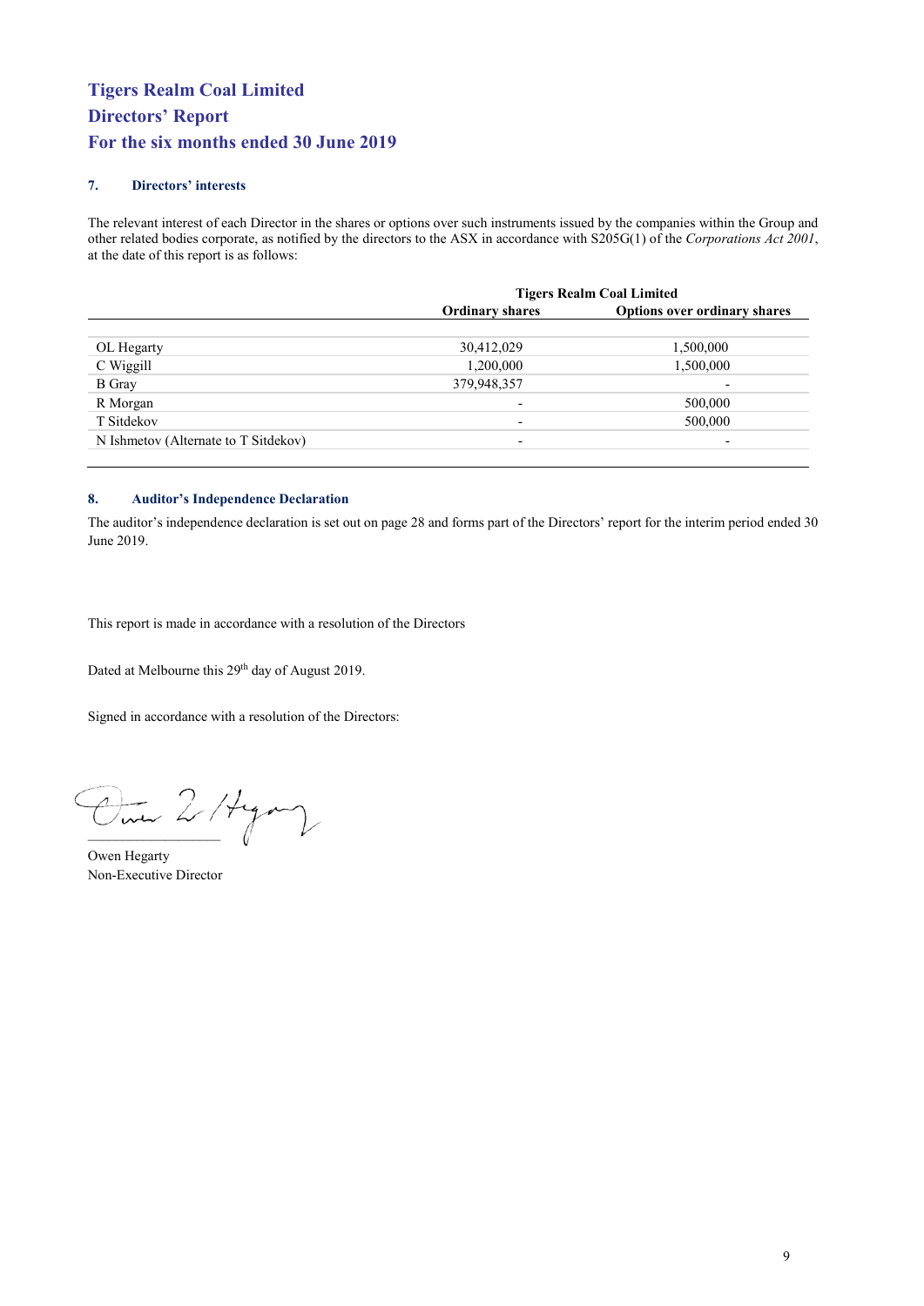# Tigers Realm Coal Limited
# Directors' Report
# For the six months ended 30 June 2019

### 7. Directors' interests

The relevant interest of each Director in the shares or options over such instruments issued by the companies within the Group and other related bodies corporate, as notified by the directors to the ASX in accordance with S205G(1) of the *Corporations Act 2001*, at the date of this report is as follows:

| | Tigers Realm Coal Limited | |
|---|---|---|
| | **Ordinary shares** | **Options over ordinary shares** |
| OL Hegarty | 30,412,029 | 1,500,000 |
| C Wiggill | 1,200,000 | 1,500,000 |
| B Gray | 379,948,357 | - |
| R Morgan | - | 500,000 |
| T Sitdekov | - | 500,000 |
| N Ishmetov (Alternate to T Sitdekov) | - | - |

### 8. Auditor's Independence Declaration

The auditor's independence declaration is set out on page 28 and forms part of the Directors' report for the interim period ended 30 June 2019.

This report is made in accordance with a resolution of the Directors

Dated at Melbourne this 29th day of August 2019.

Signed in accordance with a resolution of the Directors:

Owen Hegarty
Non-Executive Director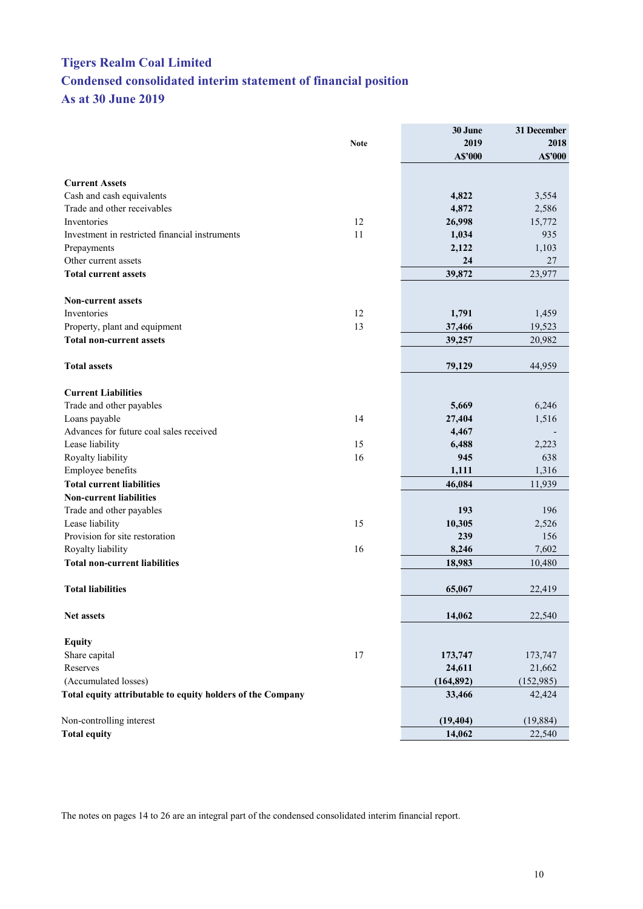# Tigers Realm Coal Limited

## Condensed consolidated interim statement of financial position

## As at 30 June 2019

| | Note | 30 June 2019 A$'000 | 31 December 2018 A$'000 |
|---|---|---|---|
| **Current Assets** | | | |
| Cash and cash equivalents | | **4,822** | 3,554 |
| Trade and other receivables | | **4,872** | 2,586 |
| Inventories | 12 | **26,998** | 15,772 |
| Investment in restricted financial instruments | 11 | **1,034** | 935 |
| Prepayments | | **2,122** | 1,103 |
| Other current assets | | **24** | 27 |
| **Total current assets** | | **39,872** | 23,977 |
| **Non-current assets** | | | |
| Inventories | 12 | **1,791** | 1,459 |
| Property, plant and equipment | 13 | **37,466** | 19,523 |
| **Total non-current assets** | | **39,257** | 20,982 |
| **Total assets** | | **79,129** | 44,959 |
| **Current Liabilities** | | | |
| Trade and other payables | | **5,669** | 6,246 |
| Loans payable | 14 | **27,404** | 1,516 |
| Advances for future coal sales received | | **4,467** | - |
| Lease liability | 15 | **6,488** | 2,223 |
| Royalty liability | 16 | **945** | 638 |
| Employee benefits | | **1,111** | 1,316 |
| **Total current liabilities** | | **46,084** | 11,939 |
| **Non-current liabilities** | | | |
| Trade and other payables | | **193** | 196 |
| Lease liability | 15 | **10,305** | 2,526 |
| Provision for site restoration | | **239** | 156 |
| Royalty liability | 16 | **8,246** | 7,602 |
| **Total non-current liabilities** | | **18,983** | 10,480 |
| **Total liabilities** | | **65,067** | 22,419 |
| **Net assets** | | **14,062** | 22,540 |
| **Equity** | | | |
| Share capital | 17 | **173,747** | 173,747 |
| Reserves | | **24,611** | 21,662 |
| (Accumulated losses) | | **(164,892)** | (152,985) |
| **Total equity attributable to equity holders of the Company** | | **33,466** | 42,424 |
| Non-controlling interest | | **(19,404)** | (19,884) |
| **Total equity** | | **14,062** | 22,540 |

The notes on pages 14 to 26 are an integral part of the condensed consolidated interim financial report.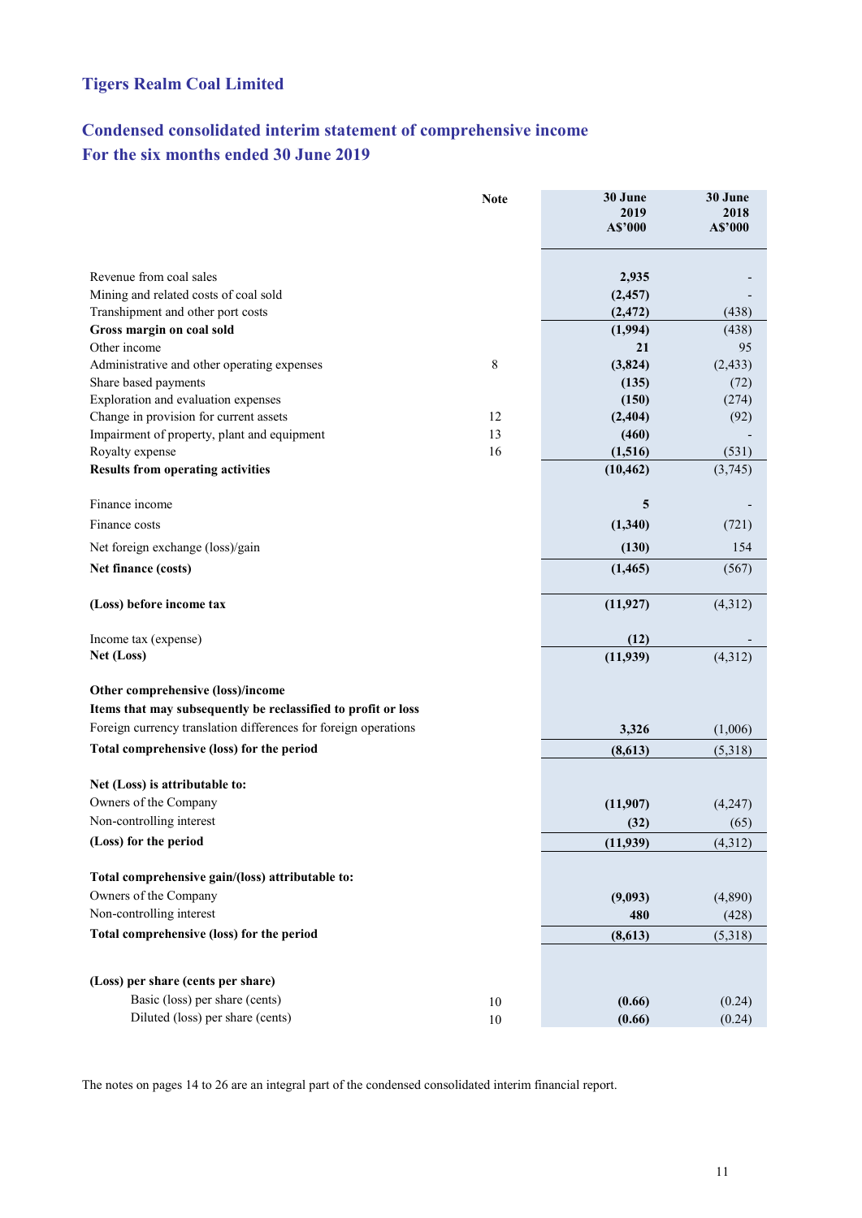# Tigers Realm Coal Limited

## Condensed consolidated interim statement of comprehensive income
## For the six months ended 30 June 2019

| | Note | 30 June 2019 A$'000 | 30 June 2018 A$'000 |
|---|---|---|---|
| Revenue from coal sales | | **2,935** | - |
| Mining and related costs of coal sold | | **(2,457)** | - |
| Transhipment and other port costs | | **(2,472)** | (438) |
| **Gross margin on coal sold** | | **(1,994)** | (438) |
| Other income | | **21** | 95 |
| Administrative and other operating expenses | 8 | **(3,824)** | (2,433) |
| Share based payments | | **(135)** | (72) |
| Exploration and evaluation expenses | | **(150)** | (274) |
| Change in provision for current assets | 12 | **(2,404)** | (92) |
| Impairment of property, plant and equipment | 13 | **(460)** | - |
| Royalty expense | 16 | **(1,516)** | (531) |
| **Results from operating activities** | | **(10,462)** | (3,745) |
| Finance income | | **5** | - |
| Finance costs | | **(1,340)** | (721) |
| Net foreign exchange (loss)/gain | | **(130)** | 154 |
| **Net finance (costs)** | | **(1,465)** | (567) |
| **(Loss) before income tax** | | **(11,927)** | (4,312) |
| Income tax (expense) | | **(12)** | - |
| **Net (Loss)** | | **(11,939)** | (4,312) |
| **Other comprehensive (loss)/income** | | | |
| **Items that may subsequently be reclassified to profit or loss** | | | |
| Foreign currency translation differences for foreign operations | | **3,326** | (1,006) |
| **Total comprehensive (loss) for the period** | | **(8,613)** | (5,318) |
| **Net (Loss) is attributable to:** | | | |
| Owners of the Company | | **(11,907)** | (4,247) |
| Non-controlling interest | | **(32)** | (65) |
| **(Loss) for the period** | | **(11,939)** | (4,312) |
| **Total comprehensive gain/(loss) attributable to:** | | | |
| Owners of the Company | | **(9,093)** | (4,890) |
| Non-controlling interest | | **480** | (428) |
| **Total comprehensive (loss) for the period** | | **(8,613)** | (5,318) |
| **(Loss) per share (cents per share)** | | | |
| Basic (loss) per share (cents) | 10 | **(0.66)** | (0.24) |
| Diluted (loss) per share (cents) | 10 | **(0.66)** | (0.24) |

The notes on pages 14 to 26 are an integral part of the condensed consolidated interim financial report.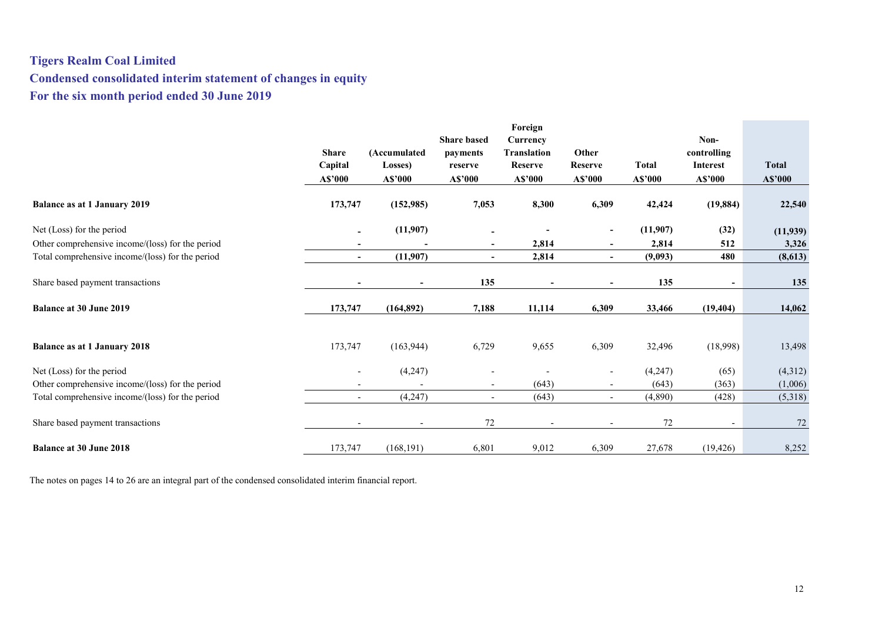# Tigers Realm Coal Limited

## Condensed consolidated interim statement of changes in equity

## For the six month period ended 30 June 2019

| | Share Capital A$'000 | (Accumulated Losses) A$'000 | Share based payments reserve A$'000 | Foreign Currency Translation Reserve A$'000 | Other Reserve A$'000 | Total A$'000 | Non-controlling Interest A$'000 | Total A$'000 |
|---|---|---|---|---|---|---|---|---|
| **Balance as at 1 January 2019** | **173,747** | **(152,985)** | **7,053** | **8,300** | **6,309** | **42,424** | **(19,884)** | **22,540** |
| Net (Loss) for the period | **-** | **(11,907)** | **-** | **-** | **-** | **(11,907)** | **(32)** | **(11,939)** |
| Other comprehensive income/(loss) for the period | **-** | **-** | **-** | **2,814** | **-** | **2,814** | **512** | **3,326** |
| Total comprehensive income/(loss) for the period | **-** | **(11,907)** | **-** | **2,814** | **-** | **(9,093)** | **480** | **(8,613)** |
| Share based payment transactions | **-** | **-** | **135** | **-** | **-** | **135** | **-** | **135** |
| **Balance at 30 June 2019** | **173,747** | **(164,892)** | **7,188** | **11,114** | **6,309** | **33,466** | **(19,404)** | **14,062** |
| | | | | | | | | |
| **Balance as at 1 January 2018** | 173,747 | (163,944) | 6,729 | 9,655 | 6,309 | 32,496 | (18,998) | 13,498 |
| Net (Loss) for the period | - | (4,247) | - | - | - | (4,247) | (65) | (4,312) |
| Other comprehensive income/(loss) for the period | - | - | - | (643) | - | (643) | (363) | (1,006) |
| Total comprehensive income/(loss) for the period | - | (4,247) | - | (643) | - | (4,890) | (428) | (5,318) |
| Share based payment transactions | - | - | 72 | - | - | 72 | - | 72 |
| **Balance at 30 June 2018** | 173,747 | (168,191) | 6,801 | 9,012 | 6,309 | 27,678 | (19,426) | 8,252 |

The notes on pages 14 to 26 are an integral part of the condensed consolidated interim financial report.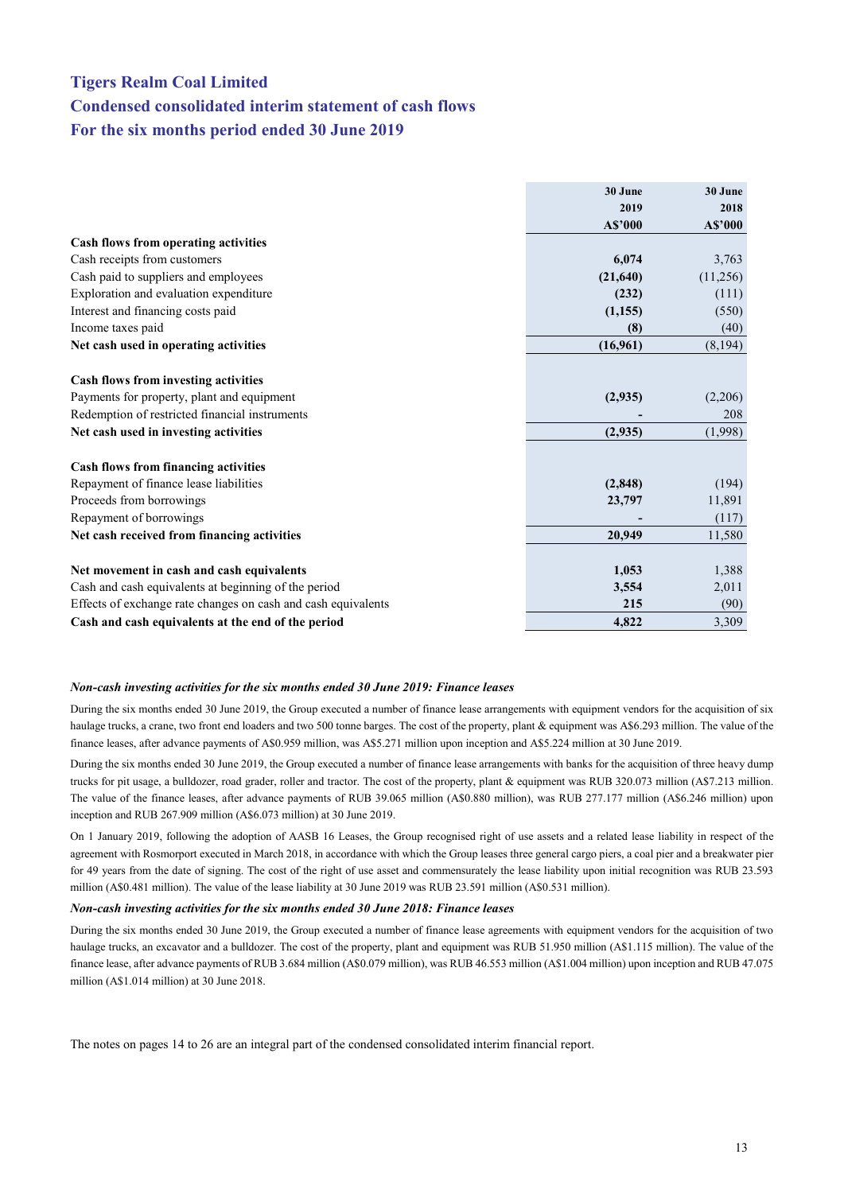# Tigers Realm Coal Limited

## Condensed consolidated interim statement of cash flows

## For the six months period ended 30 June 2019

| | 30 June 2019 A$'000 | 30 June 2018 A$'000 |
|---|---|---|
| **Cash flows from operating activities** | | |
| Cash receipts from customers | **6,074** | 3,763 |
| Cash paid to suppliers and employees | **(21,640)** | (11,256) |
| Exploration and evaluation expenditure | **(232)** | (111) |
| Interest and financing costs paid | **(1,155)** | (550) |
| Income taxes paid | **(8)** | (40) |
| **Net cash used in operating activities** | **(16,961)** | (8,194) |
| | | |
| **Cash flows from investing activities** | | |
| Payments for property, plant and equipment | **(2,935)** | (2,206) |
| Redemption of restricted financial instruments | **-** | 208 |
| **Net cash used in investing activities** | **(2,935)** | (1,998) |
| | | |
| **Cash flows from financing activities** | | |
| Repayment of finance lease liabilities | **(2,848)** | (194) |
| Proceeds from borrowings | **23,797** | 11,891 |
| Repayment of borrowings | **-** | (117) |
| **Net cash received from financing activities** | **20,949** | 11,580 |
| | | |
| **Net movement in cash and cash equivalents** | **1,053** | 1,388 |
| Cash and cash equivalents at beginning of the period | **3,554** | 2,011 |
| Effects of exchange rate changes on cash and cash equivalents | **215** | (90) |
| **Cash and cash equivalents at the end of the period** | **4,822** | 3,309 |

***Non-cash investing activities for the six months ended 30 June 2019: Finance leases***

During the six months ended 30 June 2019, the Group executed a number of finance lease arrangements with equipment vendors for the acquisition of six haulage trucks, a crane, two front end loaders and two 500 tonne barges. The cost of the property, plant & equipment was A$6.293 million. The value of the finance leases, after advance payments of A$0.959 million, was A$5.271 million upon inception and A$5.224 million at 30 June 2019.

During the six months ended 30 June 2019, the Group executed a number of finance lease arrangements with banks for the acquisition of three heavy dump trucks for pit usage, a bulldozer, road grader, roller and tractor. The cost of the property, plant & equipment was RUB 320.073 million (A$7.213 million. The value of the finance leases, after advance payments of RUB 39.065 million (A$0.880 million), was RUB 277.177 million (A$6.246 million) upon inception and RUB 267.909 million (A$6.073 million) at 30 June 2019.

On 1 January 2019, following the adoption of AASB 16 Leases, the Group recognised right of use assets and a related lease liability in respect of the agreement with Rosmorport executed in March 2018, in accordance with which the Group leases three general cargo piers, a coal pier and a breakwater pier for 49 years from the date of signing. The cost of the right of use asset and commensurately the lease liability upon initial recognition was RUB 23.593 million (A$0.481 million). The value of the lease liability at 30 June 2019 was RUB 23.591 million (A$0.531 million).

***Non-cash investing activities for the six months ended 30 June 2018: Finance leases***

During the six months ended 30 June 2019, the Group executed a number of finance lease agreements with equipment vendors for the acquisition of two haulage trucks, an excavator and a bulldozer. The cost of the property, plant and equipment was RUB 51.950 million (A$1.115 million). The value of the finance lease, after advance payments of RUB 3.684 million (A$0.079 million), was RUB 46.553 million (A$1.004 million) upon inception and RUB 47.075 million (A$1.014 million) at 30 June 2018.

The notes on pages 14 to 26 are an integral part of the condensed consolidated interim financial report.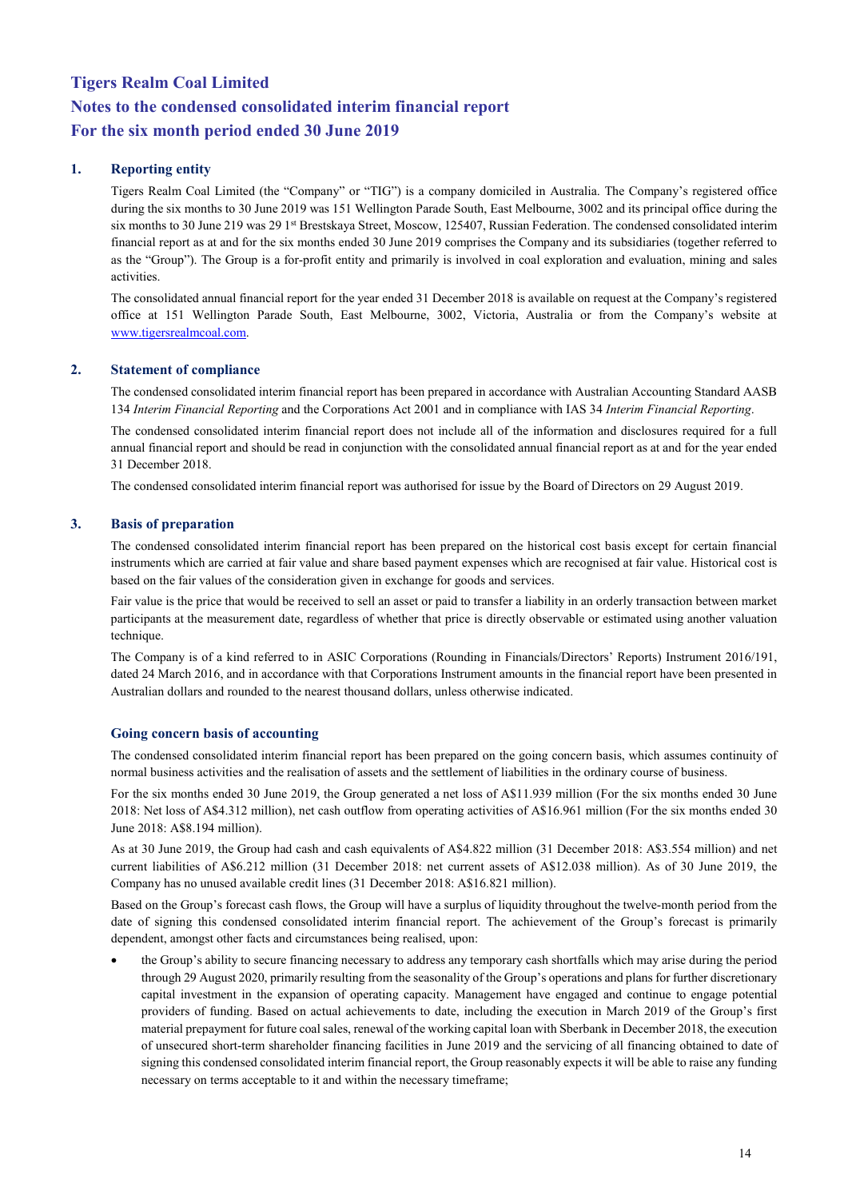# Tigers Realm Coal Limited
# Notes to the condensed consolidated interim financial report
# For the six month period ended 30 June 2019

## 1. Reporting entity

Tigers Realm Coal Limited (the "Company" or "TIG") is a company domiciled in Australia. The Company's registered office during the six months to 30 June 2019 was 151 Wellington Parade South, East Melbourne, 3002 and its principal office during the six months to 30 June 219 was 29 1st Brestskaya Street, Moscow, 125407, Russian Federation. The condensed consolidated interim financial report as at and for the six months ended 30 June 2019 comprises the Company and its subsidiaries (together referred to as the "Group"). The Group is a for-profit entity and primarily is involved in coal exploration and evaluation, mining and sales activities.

The consolidated annual financial report for the year ended 31 December 2018 is available on request at the Company's registered office at 151 Wellington Parade South, East Melbourne, 3002, Victoria, Australia or from the Company's website at www.tigersrealmcoal.com.

## 2. Statement of compliance

The condensed consolidated interim financial report has been prepared in accordance with Australian Accounting Standard AASB 134 *Interim Financial Reporting* and the Corporations Act 2001 and in compliance with IAS 34 *Interim Financial Reporting*.

The condensed consolidated interim financial report does not include all of the information and disclosures required for a full annual financial report and should be read in conjunction with the consolidated annual financial report as at and for the year ended 31 December 2018.

The condensed consolidated interim financial report was authorised for issue by the Board of Directors on 29 August 2019.

## 3. Basis of preparation

The condensed consolidated interim financial report has been prepared on the historical cost basis except for certain financial instruments which are carried at fair value and share based payment expenses which are recognised at fair value. Historical cost is based on the fair values of the consideration given in exchange for goods and services.

Fair value is the price that would be received to sell an asset or paid to transfer a liability in an orderly transaction between market participants at the measurement date, regardless of whether that price is directly observable or estimated using another valuation technique.

The Company is of a kind referred to in ASIC Corporations (Rounding in Financials/Directors' Reports) Instrument 2016/191, dated 24 March 2016, and in accordance with that Corporations Instrument amounts in the financial report have been presented in Australian dollars and rounded to the nearest thousand dollars, unless otherwise indicated.

### Going concern basis of accounting

The condensed consolidated interim financial report has been prepared on the going concern basis, which assumes continuity of normal business activities and the realisation of assets and the settlement of liabilities in the ordinary course of business.

For the six months ended 30 June 2019, the Group generated a net loss of A$11.939 million (For the six months ended 30 June 2018: Net loss of A$4.312 million), net cash outflow from operating activities of A$16.961 million (For the six months ended 30 June 2018: A$8.194 million).

As at 30 June 2019, the Group had cash and cash equivalents of A$4.822 million (31 December 2018: A$3.554 million) and net current liabilities of A$6.212 million (31 December 2018: net current assets of A$12.038 million). As of 30 June 2019, the Company has no unused available credit lines (31 December 2018: A$16.821 million).

Based on the Group's forecast cash flows, the Group will have a surplus of liquidity throughout the twelve-month period from the date of signing this condensed consolidated interim financial report. The achievement of the Group's forecast is primarily dependent, amongst other facts and circumstances being realised, upon:

- the Group's ability to secure financing necessary to address any temporary cash shortfalls which may arise during the period through 29 August 2020, primarily resulting from the seasonality of the Group's operations and plans for further discretionary capital investment in the expansion of operating capacity. Management have engaged and continue to engage potential providers of funding. Based on actual achievements to date, including the execution in March 2019 of the Group's first material prepayment for future coal sales, renewal of the working capital loan with Sberbank in December 2018, the execution of unsecured short-term shareholder financing facilities in June 2019 and the servicing of all financing obtained to date of signing this condensed consolidated interim financial report, the Group reasonably expects it will be able to raise any funding necessary on terms acceptable to it and within the necessary timeframe;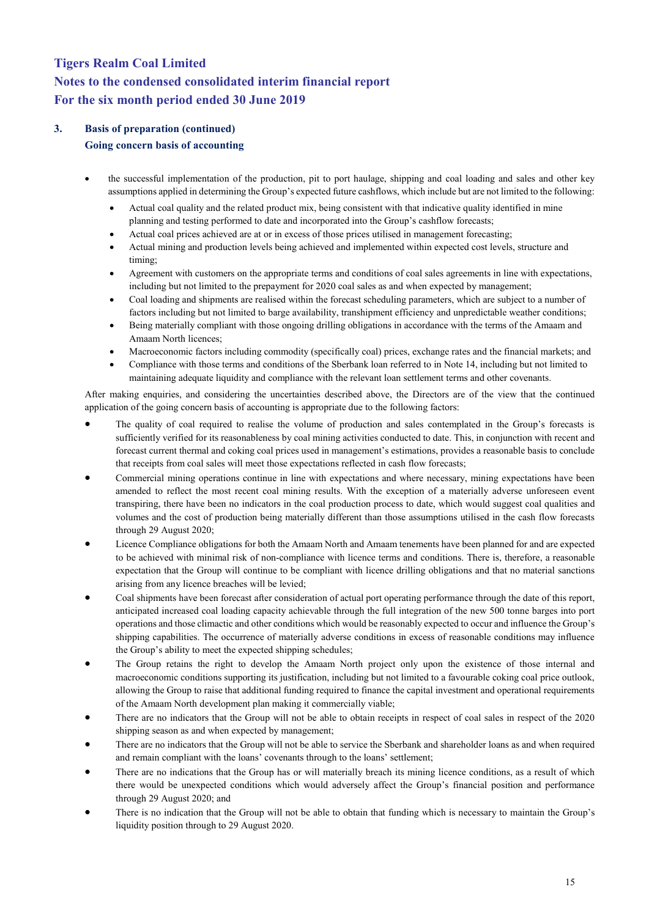## 3. Basis of preparation (continued)

### Going concern basis of accounting

- the successful implementation of the production, pit to port haulage, shipping and coal loading and sales and other key assumptions applied in determining the Group's expected future cashflows, which include but are not limited to the following:
  - Actual coal quality and the related product mix, being consistent with that indicative quality identified in mine planning and testing performed to date and incorporated into the Group's cashflow forecasts;
  - Actual coal prices achieved are at or in excess of those prices utilised in management forecasting;
  - Actual mining and production levels being achieved and implemented within expected cost levels, structure and timing;
  - Agreement with customers on the appropriate terms and conditions of coal sales agreements in line with expectations, including but not limited to the prepayment for 2020 coal sales as and when expected by management;
  - Coal loading and shipments are realised within the forecast scheduling parameters, which are subject to a number of factors including but not limited to barge availability, transhipment efficiency and unpredictable weather conditions;
  - Being materially compliant with those ongoing drilling obligations in accordance with the terms of the Amaam and Amaam North licences;
  - Macroeconomic factors including commodity (specifically coal) prices, exchange rates and the financial markets; and
  - Compliance with those terms and conditions of the Sberbank loan referred to in Note 14, including but not limited to maintaining adequate liquidity and compliance with the relevant loan settlement terms and other covenants.

After making enquiries, and considering the uncertainties described above, the Directors are of the view that the continued application of the going concern basis of accounting is appropriate due to the following factors:

- The quality of coal required to realise the volume of production and sales contemplated in the Group's forecasts is sufficiently verified for its reasonableness by coal mining activities conducted to date. This, in conjunction with recent and forecast current thermal and coking coal prices used in management's estimations, provides a reasonable basis to conclude that receipts from coal sales will meet those expectations reflected in cash flow forecasts;
- Commercial mining operations continue in line with expectations and where necessary, mining expectations have been amended to reflect the most recent coal mining results. With the exception of a materially adverse unforeseen event transpiring, there have been no indicators in the coal production process to date, which would suggest coal qualities and volumes and the cost of production being materially different than those assumptions utilised in the cash flow forecasts through 29 August 2020;
- Licence Compliance obligations for both the Amaam North and Amaam tenements have been planned for and are expected to be achieved with minimal risk of non-compliance with licence terms and conditions. There is, therefore, a reasonable expectation that the Group will continue to be compliant with licence drilling obligations and that no material sanctions arising from any licence breaches will be levied;
- Coal shipments have been forecast after consideration of actual port operating performance through the date of this report, anticipated increased coal loading capacity achievable through the full integration of the new 500 tonne barges into port operations and those climactic and other conditions which would be reasonably expected to occur and influence the Group's shipping capabilities. The occurrence of materially adverse conditions in excess of reasonable conditions may influence the Group's ability to meet the expected shipping schedules;
- The Group retains the right to develop the Amaam North project only upon the existence of those internal and macroeconomic conditions supporting its justification, including but not limited to a favourable coking coal price outlook, allowing the Group to raise that additional funding required to finance the capital investment and operational requirements of the Amaam North development plan making it commercially viable;
- There are no indicators that the Group will not be able to obtain receipts in respect of coal sales in respect of the 2020 shipping season as and when expected by management;
- There are no indicators that the Group will not be able to service the Sberbank and shareholder loans as and when required and remain compliant with the loans' covenants through to the loans' settlement;
- There are no indications that the Group has or will materially breach its mining licence conditions, as a result of which there would be unexpected conditions which would adversely affect the Group's financial position and performance through 29 August 2020; and
- There is no indication that the Group will not be able to obtain that funding which is necessary to maintain the Group's liquidity position through to 29 August 2020.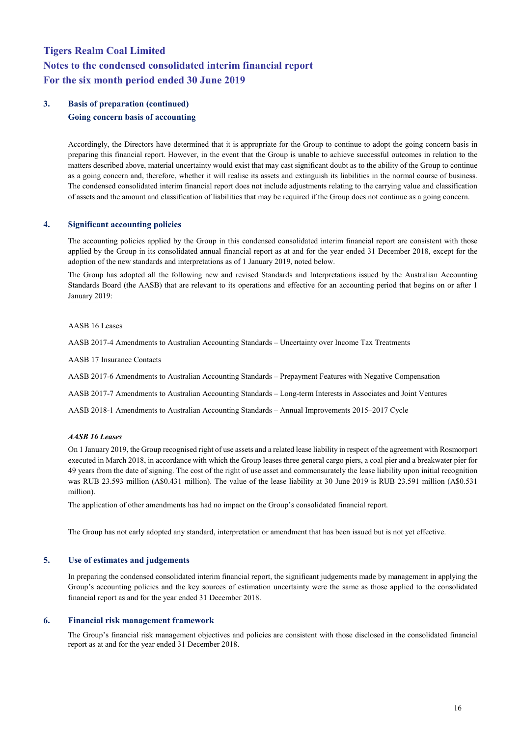## 3. Basis of preparation (continued)

### Going concern basis of accounting

Accordingly, the Directors have determined that it is appropriate for the Group to continue to adopt the going concern basis in preparing this financial report. However, in the event that the Group is unable to achieve successful outcomes in relation to the matters described above, material uncertainty would exist that may cast significant doubt as to the ability of the Group to continue as a going concern and, therefore, whether it will realise its assets and extinguish its liabilities in the normal course of business. The condensed consolidated interim financial report does not include adjustments relating to the carrying value and classification of assets and the amount and classification of liabilities that may be required if the Group does not continue as a going concern.

## 4. Significant accounting policies

The accounting policies applied by the Group in this condensed consolidated interim financial report are consistent with those applied by the Group in its consolidated annual financial report as at and for the year ended 31 December 2018, except for the adoption of the new standards and interpretations as of 1 January 2019, noted below.

The Group has adopted all the following new and revised Standards and Interpretations issued by the Australian Accounting Standards Board (the AASB) that are relevant to its operations and effective for an accounting period that begins on or after 1 January 2019:

AASB 16 Leases

AASB 2017-4 Amendments to Australian Accounting Standards – Uncertainty over Income Tax Treatments

AASB 17 Insurance Contacts

AASB 2017-6 Amendments to Australian Accounting Standards – Prepayment Features with Negative Compensation

AASB 2017-7 Amendments to Australian Accounting Standards – Long-term Interests in Associates and Joint Ventures

AASB 2018-1 Amendments to Australian Accounting Standards – Annual Improvements 2015–2017 Cycle

***AASB 16 Leases***

On 1 January 2019, the Group recognised right of use assets and a related lease liability in respect of the agreement with Rosmorport executed in March 2018, in accordance with which the Group leases three general cargo piers, a coal pier and a breakwater pier for 49 years from the date of signing. The cost of the right of use asset and commensurately the lease liability upon initial recognition was RUB 23.593 million (A$0.431 million). The value of the lease liability at 30 June 2019 is RUB 23.591 million (A$0.531 million).

The application of other amendments has had no impact on the Group's consolidated financial report.

The Group has not early adopted any standard, interpretation or amendment that has been issued but is not yet effective.

## 5. Use of estimates and judgements

In preparing the condensed consolidated interim financial report, the significant judgements made by management in applying the Group's accounting policies and the key sources of estimation uncertainty were the same as those applied to the consolidated financial report as and for the year ended 31 December 2018.

## 6. Financial risk management framework

The Group's financial risk management objectives and policies are consistent with those disclosed in the consolidated financial report as at and for the year ended 31 December 2018.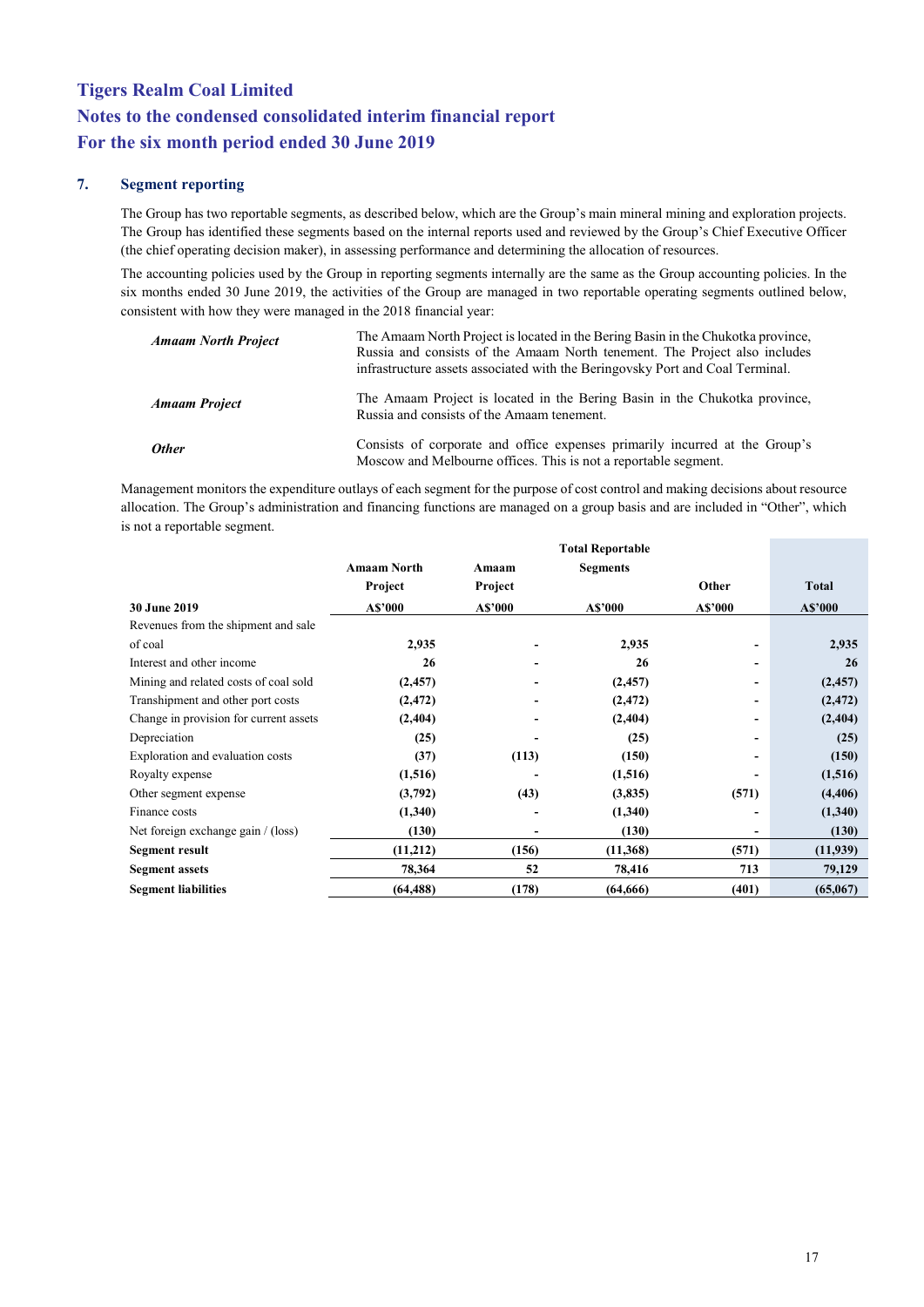# Tigers Realm Coal Limited
# Notes to the condensed consolidated interim financial report
# For the six month period ended 30 June 2019

## 7. Segment reporting

The Group has two reportable segments, as described below, which are the Group's main mineral mining and exploration projects. The Group has identified these segments based on the internal reports used and reviewed by the Group's Chief Executive Officer (the chief operating decision maker), in assessing performance and determining the allocation of resources.

The accounting policies used by the Group in reporting segments internally are the same as the Group accounting policies. In the six months ended 30 June 2019, the activities of the Group are managed in two reportable operating segments outlined below, consistent with how they were managed in the 2018 financial year:

| | |
|---|---|
| ***Amaam North Project*** | The Amaam North Project is located in the Bering Basin in the Chukotka province, Russia and consists of the Amaam North tenement. The Project also includes infrastructure assets associated with the Beringovsky Port and Coal Terminal. |
| ***Amaam Project*** | The Amaam Project is located in the Bering Basin in the Chukotka province, Russia and consists of the Amaam tenement. |
| ***Other*** | Consists of corporate and office expenses primarily incurred at the Group's Moscow and Melbourne offices. This is not a reportable segment. |

Management monitors the expenditure outlays of each segment for the purpose of cost control and making decisions about resource allocation. The Group's administration and financing functions are managed on a group basis and are included in "Other", which is not a reportable segment.

| **30 June 2019** | **Amaam North Project A$'000** | **Amaam Project A$'000** | **Total Reportable Segments A$'000** | **Other A$'000** | **Total A$'000** |
|---|---|---|---|---|---|
| Revenues from the shipment and sale of coal | **2,935** | **-** | **2,935** | **-** | **2,935** |
| Interest and other income | **26** | **-** | **26** | **-** | **26** |
| Mining and related costs of coal sold | **(2,457)** | **-** | **(2,457)** | **-** | **(2,457)** |
| Transhipment and other port costs | **(2,472)** | **-** | **(2,472)** | **-** | **(2,472)** |
| Change in provision for current assets | **(2,404)** | **-** | **(2,404)** | **-** | **(2,404)** |
| Depreciation | **(25)** | **-** | **(25)** | **-** | **(25)** |
| Exploration and evaluation costs | **(37)** | **(113)** | **(150)** | **-** | **(150)** |
| Royalty expense | **(1,516)** | **-** | **(1,516)** | **-** | **(1,516)** |
| Other segment expense | **(3,792)** | **(43)** | **(3,835)** | **(571)** | **(4,406)** |
| Finance costs | **(1,340)** | **-** | **(1,340)** | **-** | **(1,340)** |
| Net foreign exchange gain / (loss) | **(130)** | **-** | **(130)** | **-** | **(130)** |
| **Segment result** | **(11,212)** | **(156)** | **(11,368)** | **(571)** | **(11,939)** |
| **Segment assets** | **78,364** | **52** | **78,416** | **713** | **79,129** |
| **Segment liabilities** | **(64,488)** | **(178)** | **(64,666)** | **(401)** | **(65,067)** |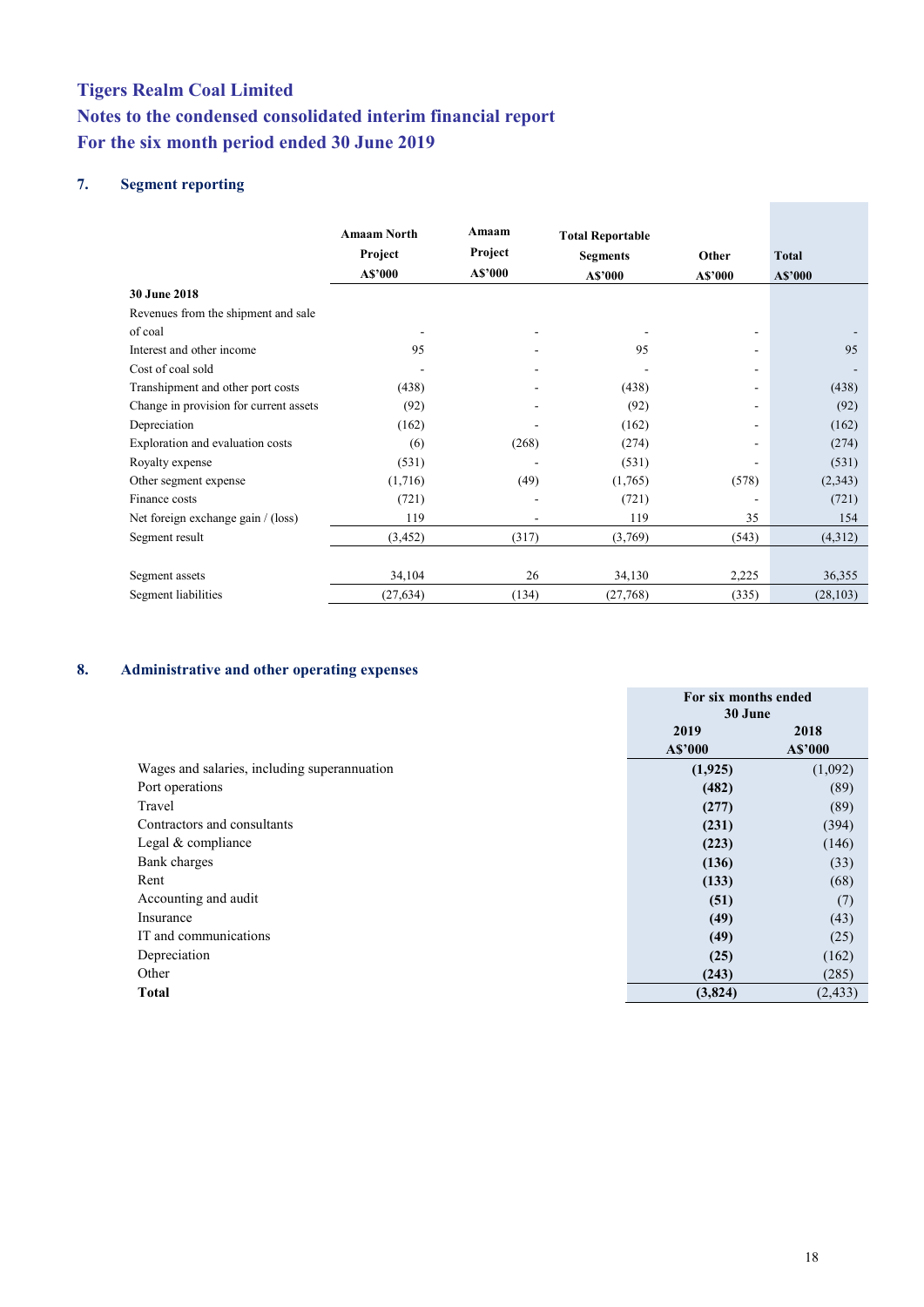# Tigers Realm Coal Limited
# Notes to the condensed consolidated interim financial report
# For the six month period ended 30 June 2019

## 7. Segment reporting

| | Amaam North Project A$'000 | Amaam Project A$'000 | Total Reportable Segments A$'000 | Other A$'000 | Total A$'000 |
|---|---|---|---|---|---|
| **30 June 2018** | | | | | |
| Revenues from the shipment and sale of coal | - | - | - | - | - |
| Interest and other income | 95 | - | 95 | - | 95 |
| Cost of coal sold | - | - | - | - | - |
| Transhipment and other port costs | (438) | - | (438) | - | (438) |
| Change in provision for current assets | (92) | - | (92) | - | (92) |
| Depreciation | (162) | - | (162) | - | (162) |
| Exploration and evaluation costs | (6) | (268) | (274) | - | (274) |
| Royalty expense | (531) | - | (531) | - | (531) |
| Other segment expense | (1,716) | (49) | (1,765) | (578) | (2,343) |
| Finance costs | (721) | - | (721) | - | (721) |
| Net foreign exchange gain / (loss) | 119 | - | 119 | 35 | 154 |
| Segment result | (3,452) | (317) | (3,769) | (543) | (4,312) |
| | | | | | |
| Segment assets | 34,104 | 26 | 34,130 | 2,225 | 36,355 |
| Segment liabilities | (27,634) | (134) | (27,768) | (335) | (28,103) |

## 8. Administrative and other operating expenses

| | For six months ended 30 June | |
|---|---|---|
| | **2019 A$'000** | **2018 A$'000** |
| Wages and salaries, including superannuation | **(1,925)** | (1,092) |
| Port operations | **(482)** | (89) |
| Travel | **(277)** | (89) |
| Contractors and consultants | **(231)** | (394) |
| Legal & compliance | **(223)** | (146) |
| Bank charges | **(136)** | (33) |
| Rent | **(133)** | (68) |
| Accounting and audit | **(51)** | (7) |
| Insurance | **(49)** | (43) |
| IT and communications | **(49)** | (25) |
| Depreciation | **(25)** | (162) |
| Other | **(243)** | (285) |
| **Total** | **(3,824)** | (2,433) |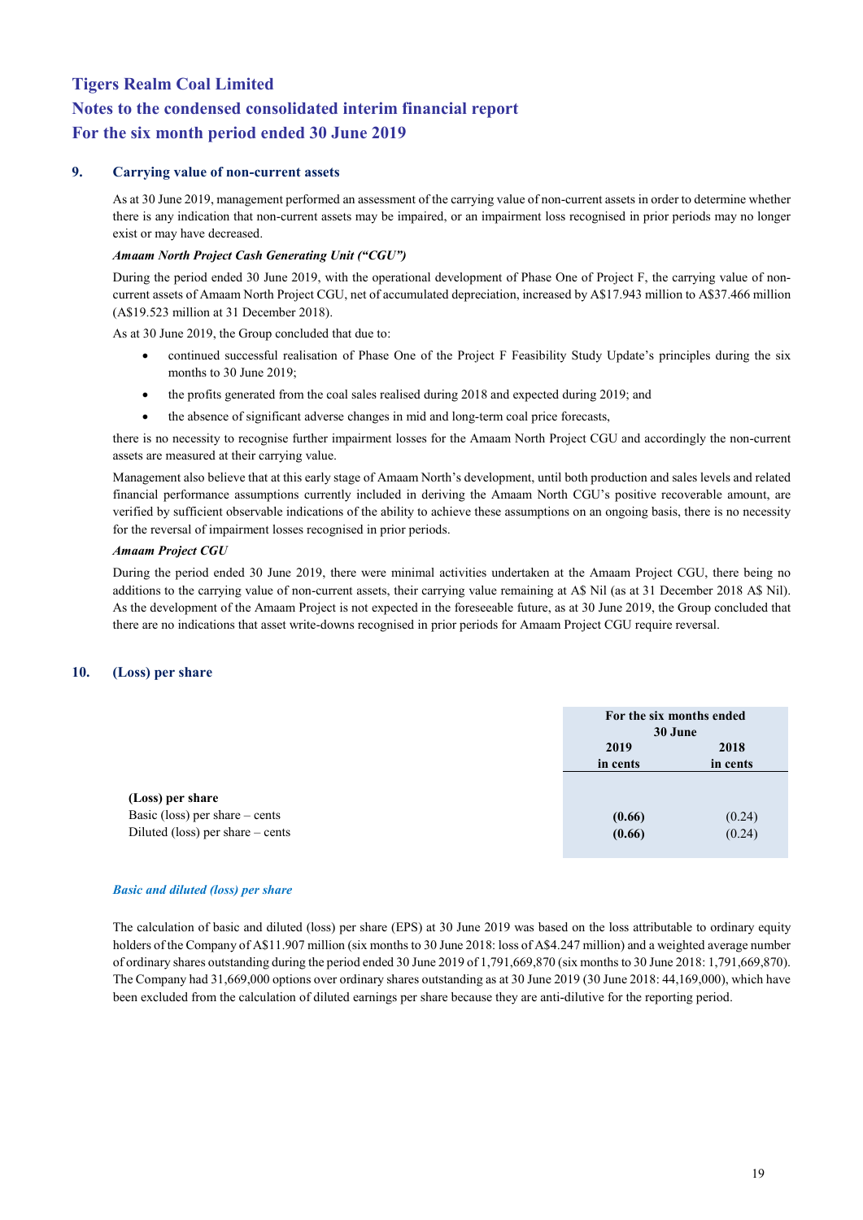# Tigers Realm Coal Limited
# Notes to the condensed consolidated interim financial report
# For the six month period ended 30 June 2019

## 9. Carrying value of non-current assets

As at 30 June 2019, management performed an assessment of the carrying value of non-current assets in order to determine whether there is any indication that non-current assets may be impaired, or an impairment loss recognised in prior periods may no longer exist or may have decreased.

***Amaam North Project Cash Generating Unit ("CGU")***

During the period ended 30 June 2019, with the operational development of Phase One of Project F, the carrying value of non-current assets of Amaam North Project CGU, net of accumulated depreciation, increased by A$17.943 million to A$37.466 million (A$19.523 million at 31 December 2018).

As at 30 June 2019, the Group concluded that due to:

- continued successful realisation of Phase One of the Project F Feasibility Study Update's principles during the six months to 30 June 2019;
- the profits generated from the coal sales realised during 2018 and expected during 2019; and
- the absence of significant adverse changes in mid and long-term coal price forecasts,

there is no necessity to recognise further impairment losses for the Amaam North Project CGU and accordingly the non-current assets are measured at their carrying value.

Management also believe that at this early stage of Amaam North's development, until both production and sales levels and related financial performance assumptions currently included in deriving the Amaam North CGU's positive recoverable amount, are verified by sufficient observable indications of the ability to achieve these assumptions on an ongoing basis, there is no necessity for the reversal of impairment losses recognised in prior periods.

***Amaam Project CGU***

During the period ended 30 June 2019, there were minimal activities undertaken at the Amaam Project CGU, there being no additions to the carrying value of non-current assets, their carrying value remaining at A$ Nil (as at 31 December 2018 A$ Nil). As the development of the Amaam Project is not expected in the foreseeable future, as at 30 June 2019, the Group concluded that there are no indications that asset write-downs recognised in prior periods for Amaam Project CGU require reversal.

## 10. (Loss) per share

| | For the six months ended 30 June | |
|---|---|---|
| | **2019 in cents** | **2018 in cents** |
| **(Loss) per share** | | |
| Basic (loss) per share – cents | **(0.66)** | (0.24) |
| Diluted (loss) per share – cents | **(0.66)** | (0.24) |

***Basic and diluted (loss) per share***

The calculation of basic and diluted (loss) per share (EPS) at 30 June 2019 was based on the loss attributable to ordinary equity holders of the Company of A$11.907 million (six months to 30 June 2018: loss of A$4.247 million) and a weighted average number of ordinary shares outstanding during the period ended 30 June 2019 of 1,791,669,870 (six months to 30 June 2018: 1,791,669,870). The Company had 31,669,000 options over ordinary shares outstanding as at 30 June 2019 (30 June 2018: 44,169,000), which have been excluded from the calculation of diluted earnings per share because they are anti-dilutive for the reporting period.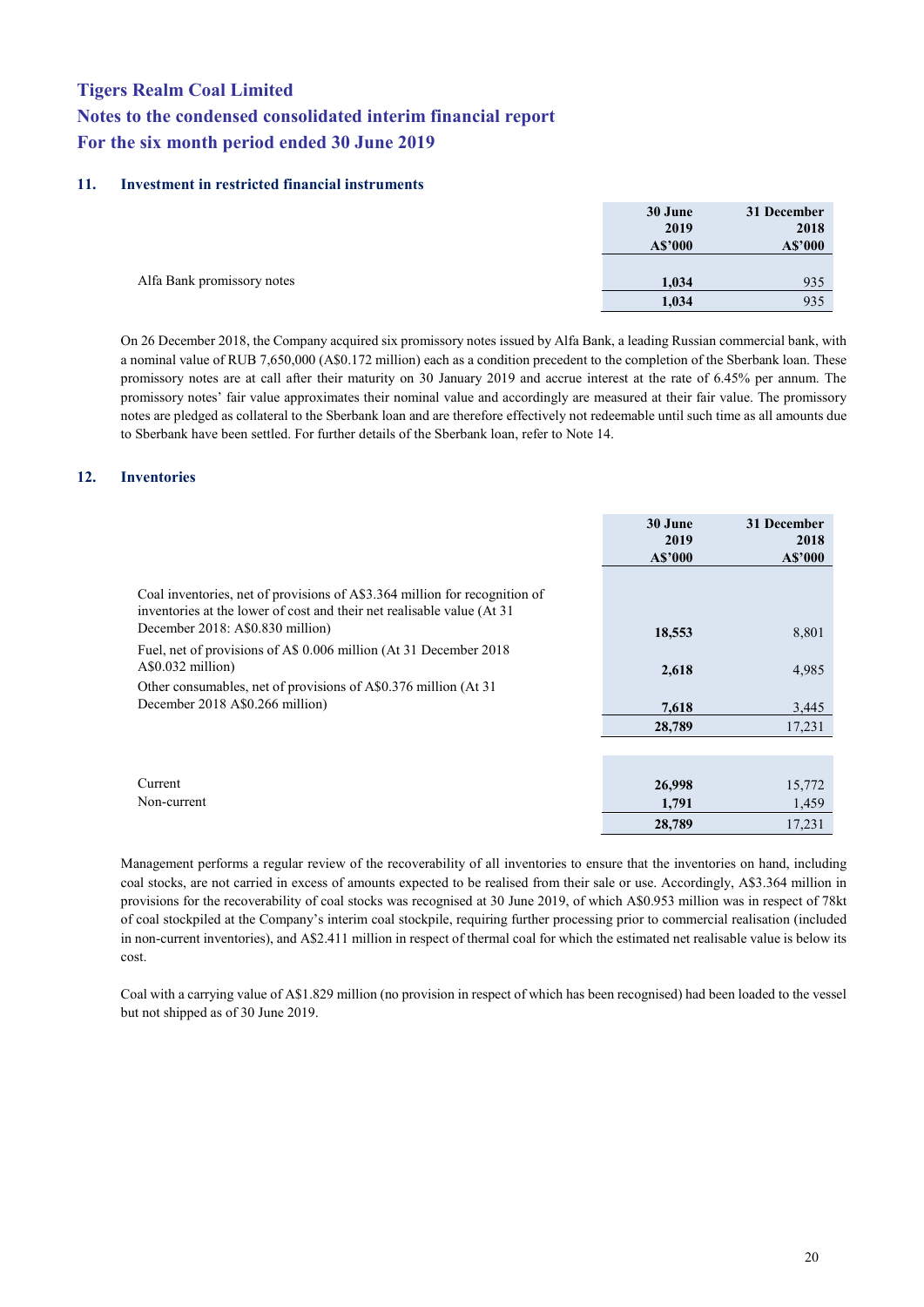## Tigers Realm Coal Limited
## Notes to the condensed consolidated interim financial report
## For the six month period ended 30 June 2019

### 11. Investment in restricted financial instruments

| | 30 June 2019 A$'000 | 31 December 2018 A$'000 |
|---|---|---|
| Alfa Bank promissory notes | **1,034** | 935 |
| | **1,034** | 935 |

On 26 December 2018, the Company acquired six promissory notes issued by Alfa Bank, a leading Russian commercial bank, with a nominal value of RUB 7,650,000 (A$0.172 million) each as a condition precedent to the completion of the Sberbank loan. These promissory notes are at call after their maturity on 30 January 2019 and accrue interest at the rate of 6.45% per annum. The promissory notes' fair value approximates their nominal value and accordingly are measured at their fair value. The promissory notes are pledged as collateral to the Sberbank loan and are therefore effectively not redeemable until such time as all amounts due to Sberbank have been settled. For further details of the Sberbank loan, refer to Note 14.

### 12. Inventories

| | 30 June 2019 A$'000 | 31 December 2018 A$'000 |
|---|---|---|
| Coal inventories, net of provisions of A$3.364 million for recognition of inventories at the lower of cost and their net realisable value (At 31 December 2018: A$0.830 million) | **18,553** | 8,801 |
| Fuel, net of provisions of A$ 0.006 million (At 31 December 2018 A$0.032 million) | **2,618** | 4,985 |
| Other consumables, net of provisions of A$0.376 million (At 31 December 2018 A$0.266 million) | **7,618** | 3,445 |
| | **28,789** | 17,231 |
| | | |
| Current | **26,998** | 15,772 |
| Non-current | **1,791** | 1,459 |
| | **28,789** | 17,231 |

Management performs a regular review of the recoverability of all inventories to ensure that the inventories on hand, including coal stocks, are not carried in excess of amounts expected to be realised from their sale or use. Accordingly, A$3.364 million in provisions for the recoverability of coal stocks was recognised at 30 June 2019, of which A$0.953 million was in respect of 78kt of coal stockpiled at the Company's interim coal stockpile, requiring further processing prior to commercial realisation (included in non-current inventories), and A$2.411 million in respect of thermal coal for which the estimated net realisable value is below its cost.

Coal with a carrying value of A$1.829 million (no provision in respect of which has been recognised) had been loaded to the vessel but not shipped as of 30 June 2019.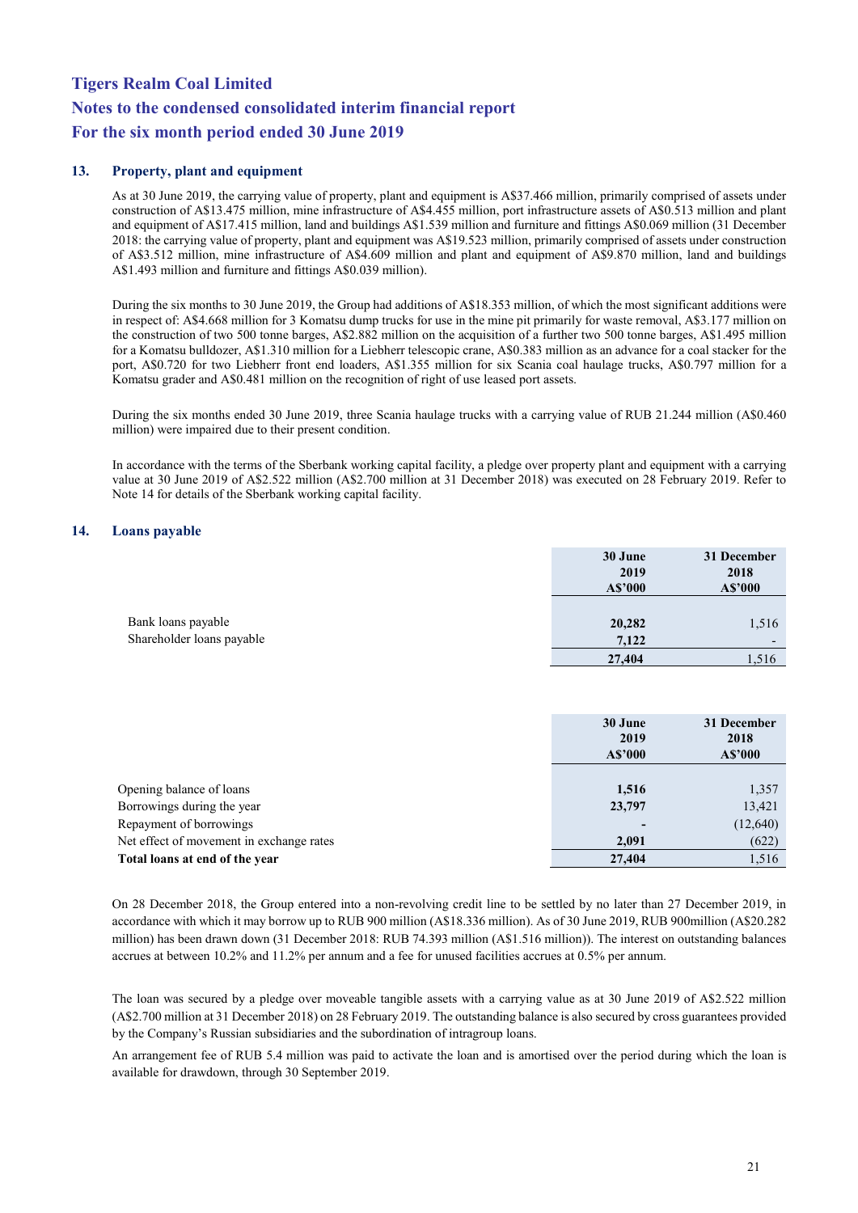## 13. Property, plant and equipment

As at 30 June 2019, the carrying value of property, plant and equipment is A$37.466 million, primarily comprised of assets under construction of A$13.475 million, mine infrastructure of A$4.455 million, port infrastructure assets of A$0.513 million and plant and equipment of A$17.415 million, land and buildings A$1.539 million and furniture and fittings A$0.069 million (31 December 2018: the carrying value of property, plant and equipment was A$19.523 million, primarily comprised of assets under construction of A$3.512 million, mine infrastructure of A$4.609 million and plant and equipment of A$9.870 million, land and buildings A$1.493 million and furniture and fittings A$0.039 million).

During the six months to 30 June 2019, the Group had additions of A$18.353 million, of which the most significant additions were in respect of: A$4.668 million for 3 Komatsu dump trucks for use in the mine pit primarily for waste removal, A$3.177 million on the construction of two 500 tonne barges, A$2.882 million on the acquisition of a further two 500 tonne barges, A$1.495 million for a Komatsu bulldozer, A$1.310 million for a Liebherr telescopic crane, A$0.383 million as an advance for a coal stacker for the port, A$0.720 for two Liebherr front end loaders, A$1.355 million for six Scania coal haulage trucks, A$0.797 million for a Komatsu grader and A$0.481 million on the recognition of right of use leased port assets.

During the six months ended 30 June 2019, three Scania haulage trucks with a carrying value of RUB 21.244 million (A$0.460 million) were impaired due to their present condition.

In accordance with the terms of the Sberbank working capital facility, a pledge over property plant and equipment with a carrying value at 30 June 2019 of A$2.522 million (A$2.700 million at 31 December 2018) was executed on 28 February 2019. Refer to Note 14 for details of the Sberbank working capital facility.

## 14. Loans payable

| | 30 June 2019 A$'000 | 31 December 2018 A$'000 |
|---|---|---|
| Bank loans payable | **20,282** | 1,516 |
| Shareholder loans payable | **7,122** | - |
| | **27,404** | 1,516 |

| | 30 June 2019 A$'000 | 31 December 2018 A$'000 |
|---|---|---|
| Opening balance of loans | **1,516** | 1,357 |
| Borrowings during the year | **23,797** | 13,421 |
| Repayment of borrowings | **-** | (12,640) |
| Net effect of movement in exchange rates | **2,091** | (622) |
| **Total loans at end of the year** | **27,404** | 1,516 |

On 28 December 2018, the Group entered into a non-revolving credit line to be settled by no later than 27 December 2019, in accordance with which it may borrow up to RUB 900 million (A$18.336 million). As of 30 June 2019, RUB 900million (A$20.282 million) has been drawn down (31 December 2018: RUB 74.393 million (A$1.516 million)). The interest on outstanding balances accrues at between 10.2% and 11.2% per annum and a fee for unused facilities accrues at 0.5% per annum.

The loan was secured by a pledge over moveable tangible assets with a carrying value as at 30 June 2019 of A$2.522 million (A$2.700 million at 31 December 2018) on 28 February 2019. The outstanding balance is also secured by cross guarantees provided by the Company's Russian subsidiaries and the subordination of intragroup loans.

An arrangement fee of RUB 5.4 million was paid to activate the loan and is amortised over the period during which the loan is available for drawdown, through 30 September 2019.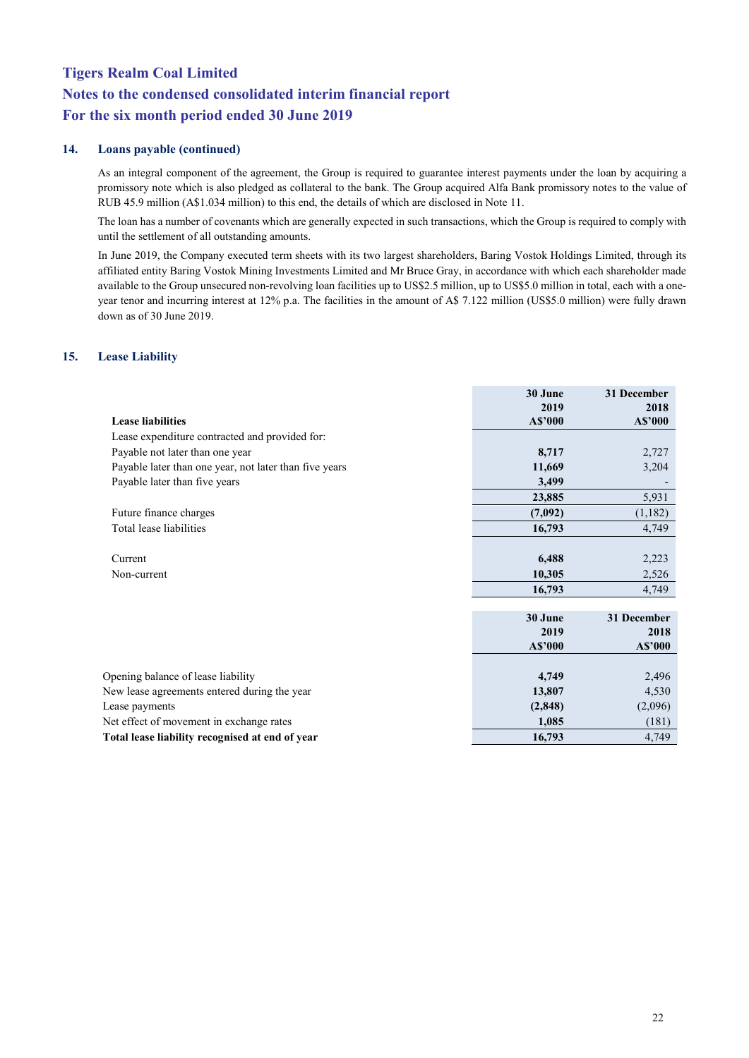## 14. Loans payable (continued)

As an integral component of the agreement, the Group is required to guarantee interest payments under the loan by acquiring a promissory note which is also pledged as collateral to the bank. The Group acquired Alfa Bank promissory notes to the value of RUB 45.9 million (A$1.034 million) to this end, the details of which are disclosed in Note 11.

The loan has a number of covenants which are generally expected in such transactions, which the Group is required to comply with until the settlement of all outstanding amounts.

In June 2019, the Company executed term sheets with its two largest shareholders, Baring Vostok Holdings Limited, through its affiliated entity Baring Vostok Mining Investments Limited and Mr Bruce Gray, in accordance with which each shareholder made available to the Group unsecured non-revolving loan facilities up to US$2.5 million, up to US$5.0 million in total, each with a one-year tenor and incurring interest at 12% p.a. The facilities in the amount of A$ 7.122 million (US$5.0 million) were fully drawn down as of 30 June 2019.

## 15. Lease Liability

| Lease liabilities | 30 June 2019 A$'000 | 31 December 2018 A$'000 |
|---|---|---|
| Lease expenditure contracted and provided for: | | |
| Payable not later than one year | **8,717** | 2,727 |
| Payable later than one year, not later than five years | **11,669** | 3,204 |
| Payable later than five years | **3,499** | - |
| | **23,885** | 5,931 |
| Future finance charges | **(7,092)** | (1,182) |
| Total lease liabilities | **16,793** | 4,749 |
| | | |
| Current | **6,488** | 2,223 |
| Non-current | **10,305** | 2,526 |
| | **16,793** | 4,749 |

| | 30 June 2019 A$'000 | 31 December 2018 A$'000 |
|---|---|---|
| Opening balance of lease liability | **4,749** | 2,496 |
| New lease agreements entered during the year | **13,807** | 4,530 |
| Lease payments | **(2,848)** | (2,096) |
| Net effect of movement in exchange rates | **1,085** | (181) |
| **Total lease liability recognised at end of year** | **16,793** | 4,749 |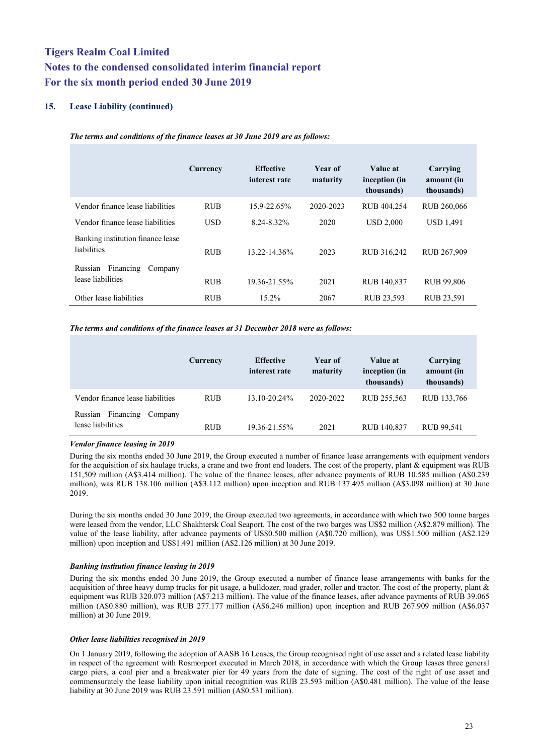### 15. Lease Liability (continued)

***The terms and conditions of the finance leases at 30 June 2019 are as follows:***

| | Currency | Effective interest rate | Year of maturity | Value at inception (in thousands) | Carrying amount (in thousands) |
|---|---|---|---|---|---|
| Vendor finance lease liabilities | RUB | 15.9-22.65% | 2020-2023 | RUB 404,254 | RUB 260,066 |
| Vendor finance lease liabilities | USD | 8.24-8.32% | 2020 | USD 2,000 | USD 1,491 |
| Banking institution finance lease liabilities | RUB | 13.22-14.36% | 2023 | RUB 316,242 | RUB 267,909 |
| Russian Financing Company lease liabilities | RUB | 19.36-21.55% | 2021 | RUB 140,837 | RUB 99,806 |
| Other lease liabilities | RUB | 15.2% | 2067 | RUB 23,593 | RUB 23,591 |

***The terms and conditions of the finance leases at 31 December 2018 were as follows:***

| | Currency | Effective interest rate | Year of maturity | Value at inception (in thousands) | Carrying amount (in thousands) |
|---|---|---|---|---|---|
| Vendor finance lease liabilities | RUB | 13.10-20.24% | 2020-2022 | RUB 255,563 | RUB 133,766 |
| Russian Financing Company lease liabilities | RUB | 19.36-21.55% | 2021 | RUB 140,837 | RUB 99,541 |

***Vendor finance leasing in 2019***

During the six months ended 30 June 2019, the Group executed a number of finance lease arrangements with equipment vendors for the acquisition of six haulage trucks, a crane and two front end loaders. The cost of the property, plant & equipment was RUB 151,509 million (A$3.414 million). The value of the finance leases, after advance payments of RUB 10.585 million (A$0.239 million), was RUB 138.106 million (A$3.112 million) upon inception and RUB 137.495 million (A$3.098 million) at 30 June 2019.

During the six months ended 30 June 2019, the Group executed two agreements, in accordance with which two 500 tonne barges were leased from the vendor, LLC Shakhtersk Coal Seaport. The cost of the two barges was US$2 million (A$2.879 million). The value of the lease liability, after advance payments of US$0.500 million (A$0.720 million), was US$1.500 million (A$2.129 million) upon inception and US$1.491 million (A$2.126 million) at 30 June 2019.

***Banking institution finance leasing in 2019***

During the six months ended 30 June 2019, the Group executed a number of finance lease arrangements with banks for the acquisition of three heavy dump trucks for pit usage, a bulldozer, road grader, roller and tractor. The cost of the property, plant & equipment was RUB 320.073 million (A$7.213 million). The value of the finance leases, after advance payments of RUB 39.065 million (A$0.880 million), was RUB 277.177 million (A$6.246 million) upon inception and RUB 267.909 million (A$6.037 million) at 30 June 2019.

***Other lease liabilities recognised in 2019***

On 1 January 2019, following the adoption of AASB 16 Leases, the Group recognised right of use asset and a related lease liability in respect of the agreement with Rosmorport executed in March 2018, in accordance with which the Group leases three general cargo piers, a coal pier and a breakwater pier for 49 years from the date of signing. The cost of the right of use asset and commensurately the lease liability upon initial recognition was RUB 23.593 million (A$0.481 million). The value of the lease liability at 30 June 2019 was RUB 23.591 million (A$0.531 million).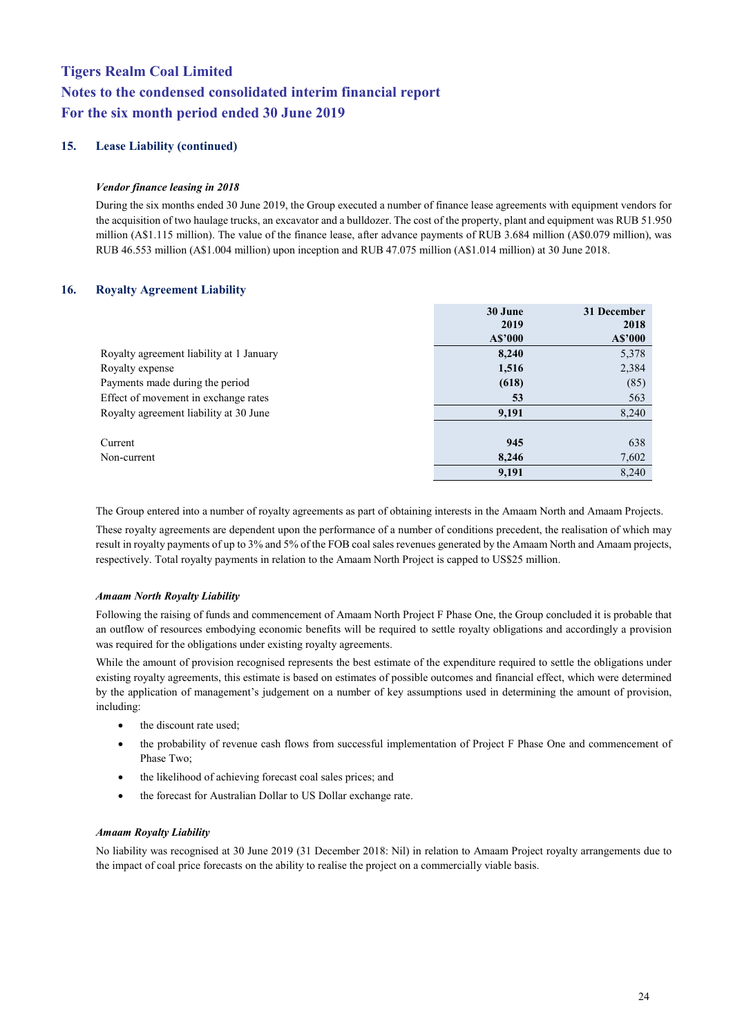# Tigers Realm Coal Limited
# Notes to the condensed consolidated interim financial report
# For the six month period ended 30 June 2019

## 15. Lease Liability (continued)

***Vendor finance leasing in 2018***

During the six months ended 30 June 2019, the Group executed a number of finance lease agreements with equipment vendors for the acquisition of two haulage trucks, an excavator and a bulldozer. The cost of the property, plant and equipment was RUB 51.950 million (A$1.115 million). The value of the finance lease, after advance payments of RUB 3.684 million (A$0.079 million), was RUB 46.553 million (A$1.004 million) upon inception and RUB 47.075 million (A$1.014 million) at 30 June 2018.

## 16. Royalty Agreement Liability

| | 30 June 2019 A$'000 | 31 December 2018 A$'000 |
|---|---|---|
| Royalty agreement liability at 1 January | **8,240** | 5,378 |
| Royalty expense | **1,516** | 2,384 |
| Payments made during the period | **(618)** | (85) |
| Effect of movement in exchange rates | **53** | 563 |
| Royalty agreement liability at 30 June | **9,191** | 8,240 |
| | | |
| Current | **945** | 638 |
| Non-current | **8,246** | 7,602 |
| | **9,191** | 8,240 |

The Group entered into a number of royalty agreements as part of obtaining interests in the Amaam North and Amaam Projects.

These royalty agreements are dependent upon the performance of a number of conditions precedent, the realisation of which may result in royalty payments of up to 3% and 5% of the FOB coal sales revenues generated by the Amaam North and Amaam projects, respectively. Total royalty payments in relation to the Amaam North Project is capped to US$25 million.

***Amaam North Royalty Liability***

Following the raising of funds and commencement of Amaam North Project F Phase One, the Group concluded it is probable that an outflow of resources embodying economic benefits will be required to settle royalty obligations and accordingly a provision was required for the obligations under existing royalty agreements.

While the amount of provision recognised represents the best estimate of the expenditure required to settle the obligations under existing royalty agreements, this estimate is based on estimates of possible outcomes and financial effect, which were determined by the application of management's judgement on a number of key assumptions used in determining the amount of provision, including:

- the discount rate used;
- the probability of revenue cash flows from successful implementation of Project F Phase One and commencement of Phase Two;
- the likelihood of achieving forecast coal sales prices; and
- the forecast for Australian Dollar to US Dollar exchange rate.

***Amaam Royalty Liability***

No liability was recognised at 30 June 2019 (31 December 2018: Nil) in relation to Amaam Project royalty arrangements due to the impact of coal price forecasts on the ability to realise the project on a commercially viable basis.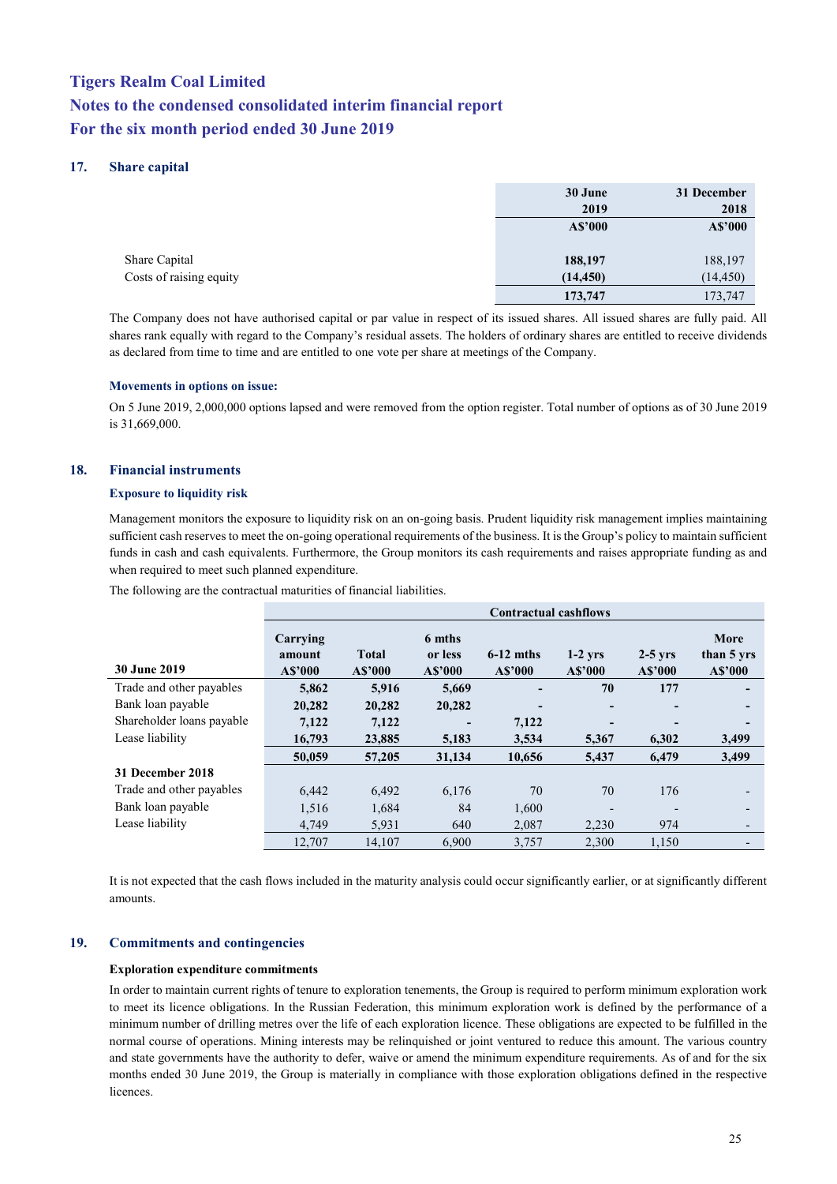## 17. Share capital

| | 30 June 2019 A$'000 | 31 December 2018 A$'000 |
|---|---|---|
| Share Capital | **188,197** | 188,197 |
| Costs of raising equity | **(14,450)** | (14,450) |
| | **173,747** | 173,747 |

The Company does not have authorised capital or par value in respect of its issued shares. All issued shares are fully paid. All shares rank equally with regard to the Company's residual assets. The holders of ordinary shares are entitled to receive dividends as declared from time to time and are entitled to one vote per share at meetings of the Company.

### Movements in options on issue:

On 5 June 2019, 2,000,000 options lapsed and were removed from the option register. Total number of options as of 30 June 2019 is 31,669,000.

## 18. Financial instruments

### Exposure to liquidity risk

Management monitors the exposure to liquidity risk on an on-going basis. Prudent liquidity risk management implies maintaining sufficient cash reserves to meet the on-going operational requirements of the business. It is the Group's policy to maintain sufficient funds in cash and cash equivalents. Furthermore, the Group monitors its cash requirements and raises appropriate funding as and when required to meet such planned expenditure.

The following are the contractual maturities of financial liabilities.

| | Contractual cashflows | | | | | | |
|---|---|---|---|---|---|---|---|
| **30 June 2019** | **Carrying amount A$'000** | **Total A$'000** | **6 mths or less A$'000** | **6-12 mths A$'000** | **1-2 yrs A$'000** | **2-5 yrs A$'000** | **More than 5 yrs A$'000** |
| Trade and other payables | **5,862** | **5,916** | **5,669** | **-** | **70** | **177** | **-** |
| Bank loan payable | **20,282** | **20,282** | **20,282** | **-** | **-** | **-** | **-** |
| Shareholder loans payable | **7,122** | **7,122** | **-** | **7,122** | **-** | **-** | **-** |
| Lease liability | **16,793** | **23,885** | **5,183** | **3,534** | **5,367** | **6,302** | **3,499** |
| | **50,059** | **57,205** | **31,134** | **10,656** | **5,437** | **6,479** | **3,499** |
| **31 December 2018** | | | | | | | |
| Trade and other payables | 6,442 | 6,492 | 6,176 | 70 | 70 | 176 | - |
| Bank loan payable | 1,516 | 1,684 | 84 | 1,600 | - | - | - |
| Lease liability | 4,749 | 5,931 | 640 | 2,087 | 2,230 | 974 | - |
| | 12,707 | 14,107 | 6,900 | 3,757 | 2,300 | 1,150 | - |

It is not expected that the cash flows included in the maturity analysis could occur significantly earlier, or at significantly different amounts.

## 19. Commitments and contingencies

### Exploration expenditure commitments

In order to maintain current rights of tenure to exploration tenements, the Group is required to perform minimum exploration work to meet its licence obligations. In the Russian Federation, this minimum exploration work is defined by the performance of a minimum number of drilling metres over the life of each exploration licence. These obligations are expected to be fulfilled in the normal course of operations. Mining interests may be relinquished or joint ventured to reduce this amount. The various country and state governments have the authority to defer, waive or amend the minimum expenditure requirements. As of and for the six months ended 30 June 2019, the Group is materially in compliance with those exploration obligations defined in the respective licences.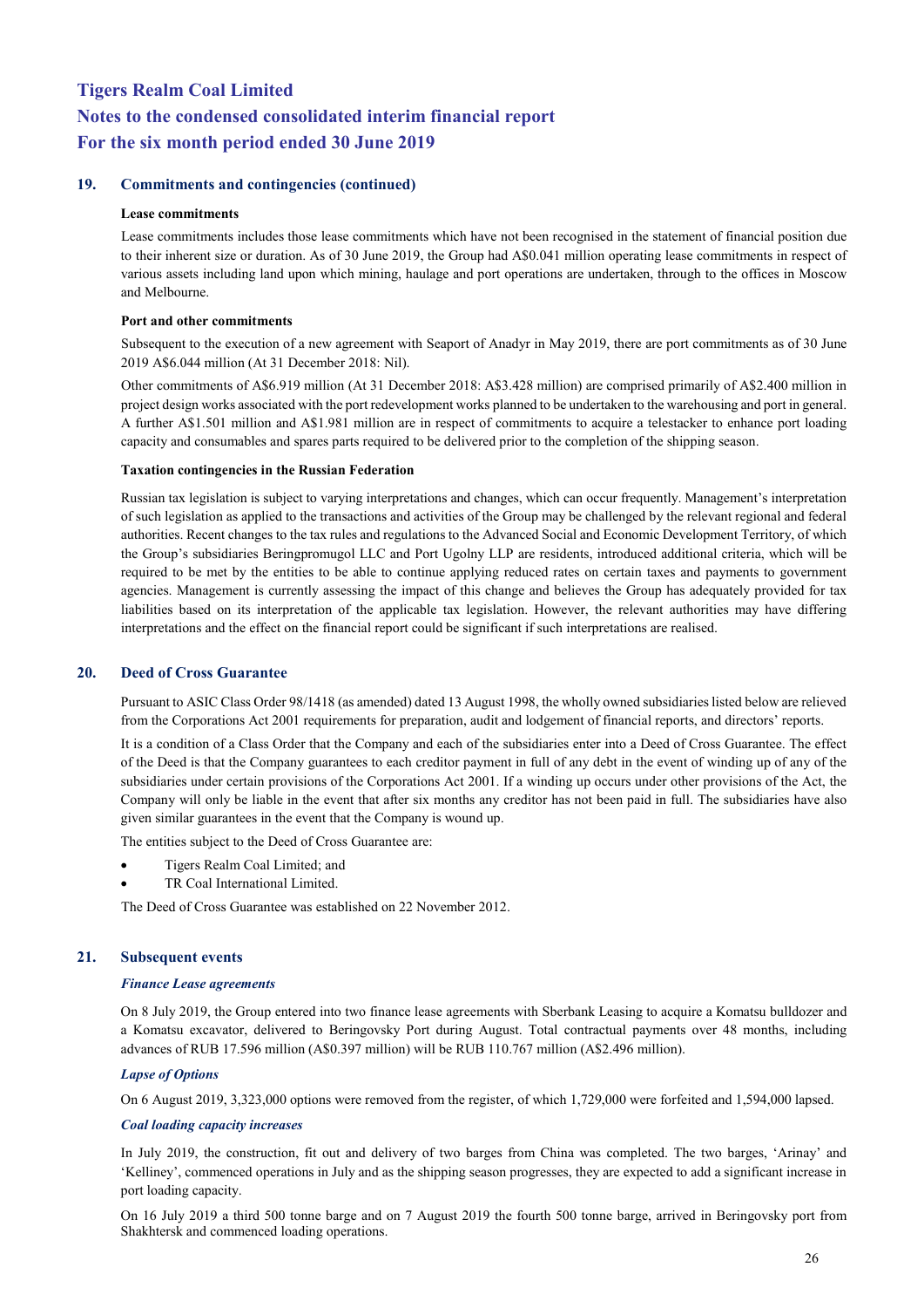## 19. Commitments and contingencies (continued)

**Lease commitments**

Lease commitments includes those lease commitments which have not been recognised in the statement of financial position due to their inherent size or duration. As of 30 June 2019, the Group had A$0.041 million operating lease commitments in respect of various assets including land upon which mining, haulage and port operations are undertaken, through to the offices in Moscow and Melbourne.

**Port and other commitments**

Subsequent to the execution of a new agreement with Seaport of Anadyr in May 2019, there are port commitments as of 30 June 2019 A$6.044 million (At 31 December 2018: Nil).

Other commitments of A$6.919 million (At 31 December 2018: A$3.428 million) are comprised primarily of A$2.400 million in project design works associated with the port redevelopment works planned to be undertaken to the warehousing and port in general. A further A$1.501 million and A$1.981 million are in respect of commitments to acquire a telestacker to enhance port loading capacity and consumables and spares parts required to be delivered prior to the completion of the shipping season.

**Taxation contingencies in the Russian Federation**

Russian tax legislation is subject to varying interpretations and changes, which can occur frequently. Management's interpretation of such legislation as applied to the transactions and activities of the Group may be challenged by the relevant regional and federal authorities. Recent changes to the tax rules and regulations to the Advanced Social and Economic Development Territory, of which the Group's subsidiaries Beringpromugol LLC and Port Ugolny LLP are residents, introduced additional criteria, which will be required to be met by the entities to be able to continue applying reduced rates on certain taxes and payments to government agencies. Management is currently assessing the impact of this change and believes the Group has adequately provided for tax liabilities based on its interpretation of the applicable tax legislation. However, the relevant authorities may have differing interpretations and the effect on the financial report could be significant if such interpretations are realised.

## 20. Deed of Cross Guarantee

Pursuant to ASIC Class Order 98/1418 (as amended) dated 13 August 1998, the wholly owned subsidiaries listed below are relieved from the Corporations Act 2001 requirements for preparation, audit and lodgement of financial reports, and directors' reports.

It is a condition of a Class Order that the Company and each of the subsidiaries enter into a Deed of Cross Guarantee. The effect of the Deed is that the Company guarantees to each creditor payment in full of any debt in the event of winding up of any of the subsidiaries under certain provisions of the Corporations Act 2001. If a winding up occurs under other provisions of the Act, the Company will only be liable in the event that after six months any creditor has not been paid in full. The subsidiaries have also given similar guarantees in the event that the Company is wound up.

The entities subject to the Deed of Cross Guarantee are:

- Tigers Realm Coal Limited; and
- TR Coal International Limited.

The Deed of Cross Guarantee was established on 22 November 2012.

## 21. Subsequent events

***Finance Lease agreements***

On 8 July 2019, the Group entered into two finance lease agreements with Sberbank Leasing to acquire a Komatsu bulldozer and a Komatsu excavator, delivered to Beringovsky Port during August. Total contractual payments over 48 months, including advances of RUB 17.596 million (A$0.397 million) will be RUB 110.767 million (A$2.496 million).

***Lapse of Options***

On 6 August 2019, 3,323,000 options were removed from the register, of which 1,729,000 were forfeited and 1,594,000 lapsed.

***Coal loading capacity increases***

In July 2019, the construction, fit out and delivery of two barges from China was completed. The two barges, 'Arinay' and 'Kelliney', commenced operations in July and as the shipping season progresses, they are expected to add a significant increase in port loading capacity.

On 16 July 2019 a third 500 tonne barge and on 7 August 2019 the fourth 500 tonne barge, arrived in Beringovsky port from Shakhtersk and commenced loading operations.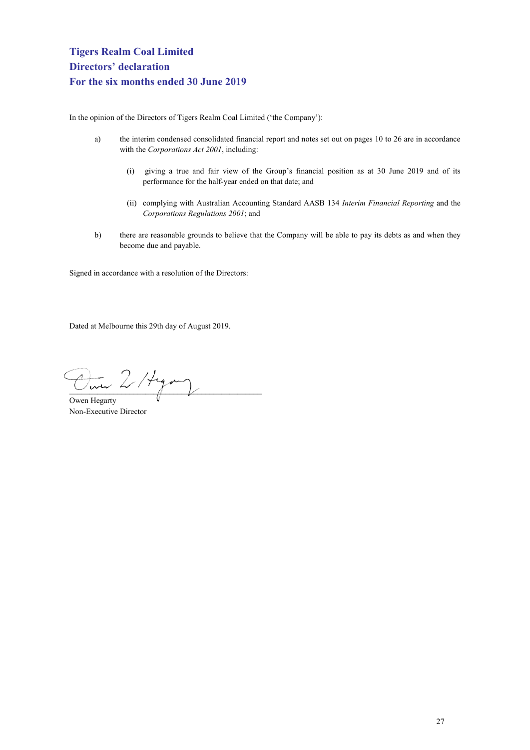# Tigers Realm Coal Limited
# Directors' declaration
# For the six months ended 30 June 2019

In the opinion of the Directors of Tigers Realm Coal Limited ('the Company'):

a) the interim condensed consolidated financial report and notes set out on pages 10 to 26 are in accordance with the *Corporations Act 2001*, including:

   (i) giving a true and fair view of the Group's financial position as at 30 June 2019 and of its performance for the half-year ended on that date; and

   (ii) complying with Australian Accounting Standard AASB 134 *Interim Financial Reporting* and the *Corporations Regulations 2001*; and

b) there are reasonable grounds to believe that the Company will be able to pay its debts as and when they become due and payable.

Signed in accordance with a resolution of the Directors:

Dated at Melbourne this 29th day of August 2019.

Owen Hegarty
Non-Executive Director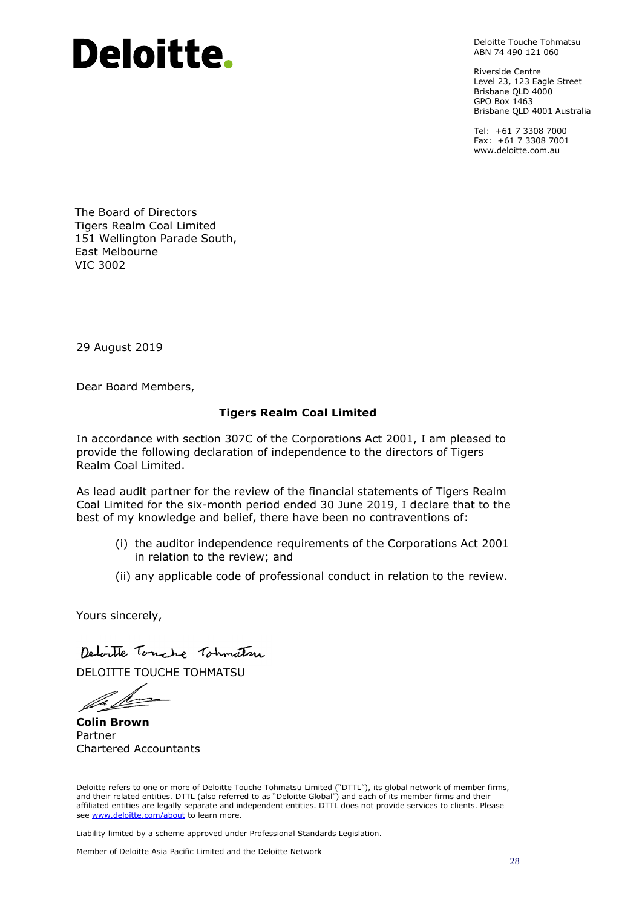# Deloitte.

Deloitte Touche Tohmatsu
ABN 74 490 121 060

Riverside Centre
Level 23, 123 Eagle Street
Brisbane QLD 4000
GPO Box 1463
Brisbane QLD 4001 Australia

Tel: +61 7 3308 7000
Fax: +61 7 3308 7001
www.deloitte.com.au

The Board of Directors
Tigers Realm Coal Limited
151 Wellington Parade South,
East Melbourne
VIC 3002

29 August 2019

Dear Board Members,

**Tigers Realm Coal Limited**

In accordance with section 307C of the Corporations Act 2001, I am pleased to provide the following declaration of independence to the directors of Tigers Realm Coal Limited.

As lead audit partner for the review of the financial statements of Tigers Realm Coal Limited for the six-month period ended 30 June 2019, I declare that to the best of my knowledge and belief, there have been no contraventions of:

(i) the auditor independence requirements of the Corporations Act 2001 in relation to the review; and

(ii) any applicable code of professional conduct in relation to the review.

Yours sincerely,

Deloitte Touche Tohmatsu

DELOITTE TOUCHE TOHMATSU

**Colin Brown**
Partner
Chartered Accountants

Deloitte refers to one or more of Deloitte Touche Tohmatsu Limited ("DTTL"), its global network of member firms, and their related entities. DTTL (also referred to as "Deloitte Global") and each of its member firms and their affiliated entities are legally separate and independent entities. DTTL does not provide services to clients. Please see www.deloitte.com/about to learn more.

Liability limited by a scheme approved under Professional Standards Legislation.

Member of Deloitte Asia Pacific Limited and the Deloitte Network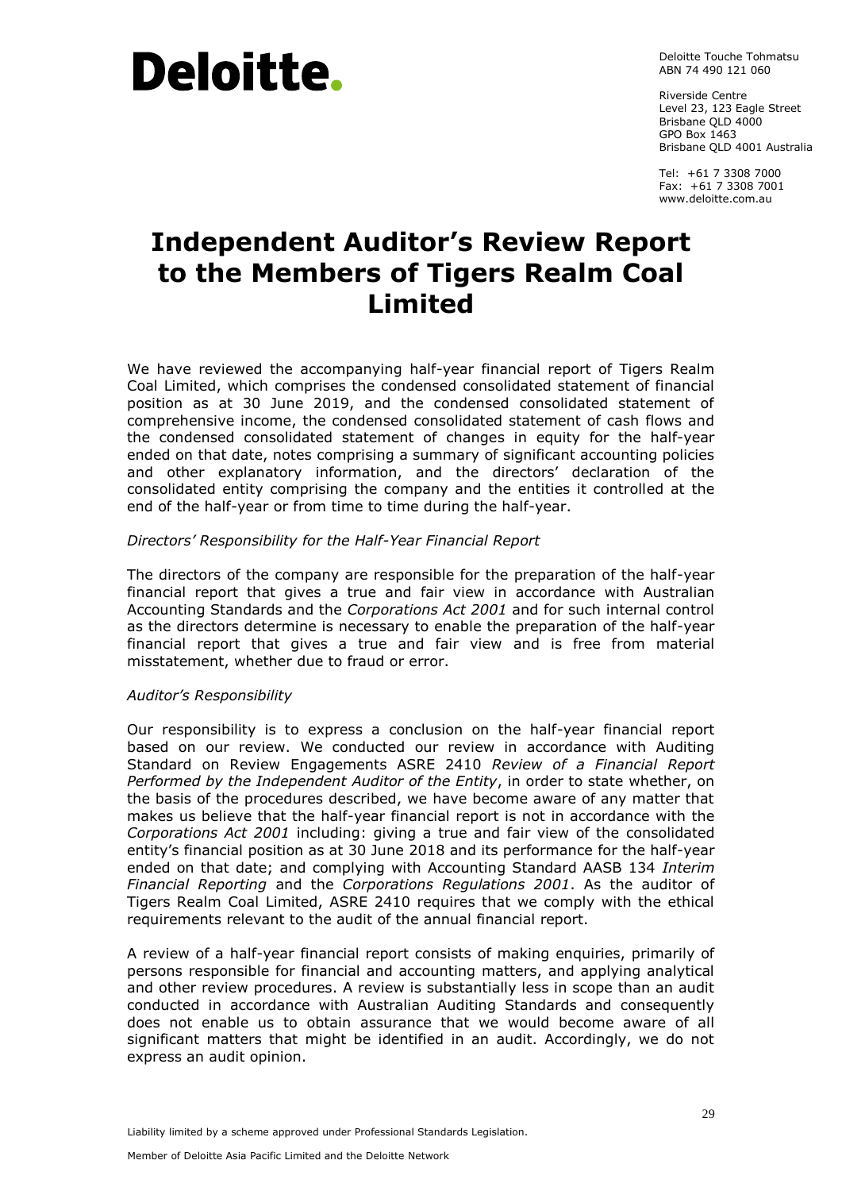Deloitte.

Deloitte Touche Tohmatsu
ABN 74 490 121 060

Riverside Centre
Level 23, 123 Eagle Street
Brisbane QLD 4000
GPO Box 1463
Brisbane QLD 4001 Australia

Tel: +61 7 3308 7000
Fax: +61 7 3308 7001
www.deloitte.com.au

# Independent Auditor's Review Report to the Members of Tigers Realm Coal Limited

We have reviewed the accompanying half-year financial report of Tigers Realm Coal Limited, which comprises the condensed consolidated statement of financial position as at 30 June 2019, and the condensed consolidated statement of comprehensive income, the condensed consolidated statement of cash flows and the condensed consolidated statement of changes in equity for the half-year ended on that date, notes comprising a summary of significant accounting policies and other explanatory information, and the directors' declaration of the consolidated entity comprising the company and the entities it controlled at the end of the half-year or from time to time during the half-year.

*Directors' Responsibility for the Half-Year Financial Report*

The directors of the company are responsible for the preparation of the half-year financial report that gives a true and fair view in accordance with Australian Accounting Standards and the *Corporations Act 2001* and for such internal control as the directors determine is necessary to enable the preparation of the half-year financial report that gives a true and fair view and is free from material misstatement, whether due to fraud or error.

*Auditor's Responsibility*

Our responsibility is to express a conclusion on the half-year financial report based on our review. We conducted our review in accordance with Auditing Standard on Review Engagements ASRE 2410 *Review of a Financial Report Performed by the Independent Auditor of the Entity*, in order to state whether, on the basis of the procedures described, we have become aware of any matter that makes us believe that the half-year financial report is not in accordance with the *Corporations Act 2001* including: giving a true and fair view of the consolidated entity's financial position as at 30 June 2018 and its performance for the half-year ended on that date; and complying with Accounting Standard AASB 134 *Interim Financial Reporting* and the *Corporations Regulations 2001*. As the auditor of Tigers Realm Coal Limited, ASRE 2410 requires that we comply with the ethical requirements relevant to the audit of the annual financial report.

A review of a half-year financial report consists of making enquiries, primarily of persons responsible for financial and accounting matters, and applying analytical and other review procedures. A review is substantially less in scope than an audit conducted in accordance with Australian Auditing Standards and consequently does not enable us to obtain assurance that we would become aware of all significant matters that might be identified in an audit. Accordingly, we do not express an audit opinion.

Liability limited by a scheme approved under Professional Standards Legislation.

Member of Deloitte Asia Pacific Limited and the Deloitte Network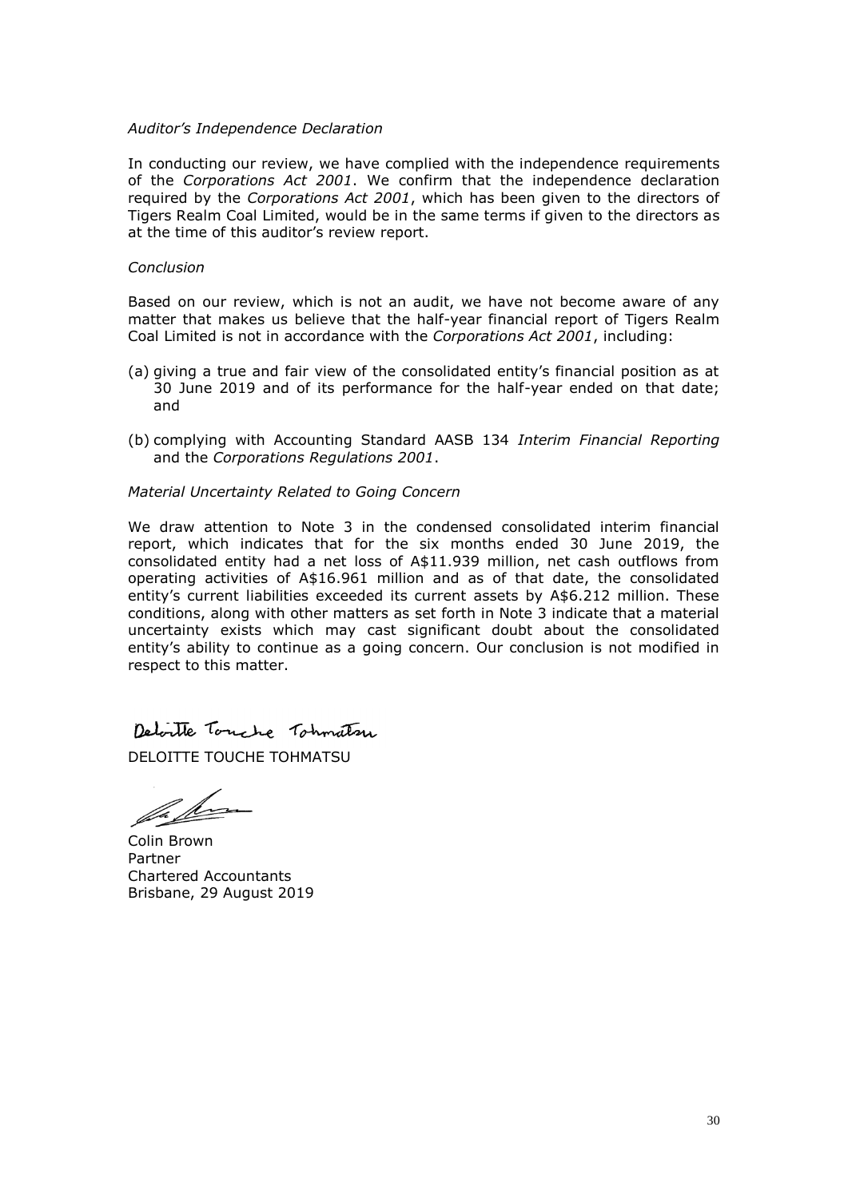*Auditor's Independence Declaration*

In conducting our review, we have complied with the independence requirements of the *Corporations Act 2001*. We confirm that the independence declaration required by the *Corporations Act 2001*, which has been given to the directors of Tigers Realm Coal Limited, would be in the same terms if given to the directors as at the time of this auditor's review report.

*Conclusion*

Based on our review, which is not an audit, we have not become aware of any matter that makes us believe that the half-year financial report of Tigers Realm Coal Limited is not in accordance with the *Corporations Act 2001*, including:

(a) giving a true and fair view of the consolidated entity's financial position as at 30 June 2019 and of its performance for the half-year ended on that date; and

(b) complying with Accounting Standard AASB 134 *Interim Financial Reporting* and the *Corporations Regulations 2001*.

*Material Uncertainty Related to Going Concern*

We draw attention to Note 3 in the condensed consolidated interim financial report, which indicates that for the six months ended 30 June 2019, the consolidated entity had a net loss of A$11.939 million, net cash outflows from operating activities of A$16.961 million and as of that date, the consolidated entity's current liabilities exceeded its current assets by A$6.212 million. These conditions, along with other matters as set forth in Note 3 indicate that a material uncertainty exists which may cast significant doubt about the consolidated entity's ability to continue as a going concern. Our conclusion is not modified in respect to this matter.

Deloitte Touche Tohmatsu

DELOITTE TOUCHE TOHMATSU

Colin Brown
Partner
Chartered Accountants
Brisbane, 29 August 2019